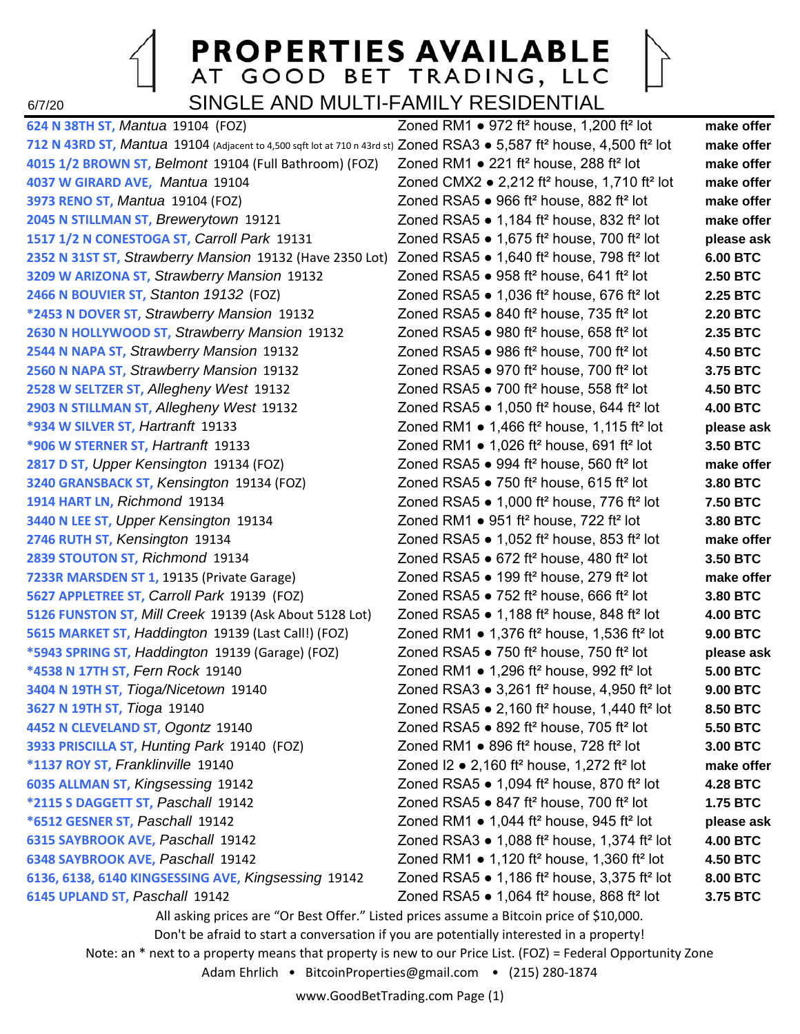# PROPERTIES AVAILABLE
## AT GOOD BET TRADING, LLC

6/7/20

## SINGLE AND MULTI-FAMILY RESIDENTIAL

| Property | Details | Price |
|---|---|---|
| **624 N 38TH ST,** *Mantua* 19104 (FOZ) | Zoned RM1 • 972 ft² house, 1,200 ft² lot | **make offer** |
| **712 N 43RD ST,** *Mantua* 19104 (Adjacent to 4,500 sqft lot at 710 n 43rd st) | Zoned RSA3 • 5,587 ft² house, 4,500 ft² lot | **make offer** |
| **4015 1/2 BROWN ST,** *Belmont* 19104 (Full Bathroom) (FOZ) | Zoned RM1 • 221 ft² house, 288 ft² lot | **make offer** |
| **4037 W GIRARD AVE,** *Mantua* 19104 | Zoned CMX2 • 2,212 ft² house, 1,710 ft² lot | **make offer** |
| **3973 RENO ST,** *Mantua* 19104 (FOZ) | Zoned RSA5 • 966 ft² house, 882 ft² lot | **make offer** |
| **2045 N STILLMAN ST,** *Brewerytown* 19121 | Zoned RSA5 • 1,184 ft² house, 832 ft² lot | **make offer** |
| **1517 1/2 N CONESTOGA ST,** *Carroll Park* 19131 | Zoned RSA5 • 1,675 ft² house, 700 ft² lot | **please ask** |
| **2352 N 31ST ST,** *Strawberry Mansion* 19132 (Have 2350 Lot) | Zoned RSA5 • 1,640 ft² house, 798 ft² lot | **6.00 BTC** |
| **3209 W ARIZONA ST,** *Strawberry Mansion* 19132 | Zoned RSA5 • 958 ft² house, 641 ft² lot | **2.50 BTC** |
| **2466 N BOUVIER ST,** *Stanton 19132* (FOZ) | Zoned RSA5 • 1,036 ft² house, 676 ft² lot | **2.25 BTC** |
| ***2453 N DOVER ST,** *Strawberry Mansion* 19132 | Zoned RSA5 • 840 ft² house, 735 ft² lot | **2.20 BTC** |
| **2630 N HOLLYWOOD ST,** *Strawberry Mansion* 19132 | Zoned RSA5 • 980 ft² house, 658 ft² lot | **2.35 BTC** |
| **2544 N NAPA ST,** *Strawberry Mansion* 19132 | Zoned RSA5 • 986 ft² house, 700 ft² lot | **4.50 BTC** |
| **2560 N NAPA ST,** *Strawberry Mansion* 19132 | Zoned RSA5 • 970 ft² house, 700 ft² lot | **3.75 BTC** |
| **2528 W SELTZER ST,** *Allegheny West* 19132 | Zoned RSA5 • 700 ft² house, 558 ft² lot | **4.50 BTC** |
| **2903 N STILLMAN ST,** *Allegheny West* 19132 | Zoned RSA5 • 1,050 ft² house, 644 ft² lot | **4.00 BTC** |
| ***934 W SILVER ST,** *Hartranft* 19133 | Zoned RM1 • 1,466 ft² house, 1,115 ft² lot | **please ask** |
| ***906 W STERNER ST,** *Hartranft* 19133 | Zoned RM1 • 1,026 ft² house, 691 ft² lot | **3.50 BTC** |
| **2817 D ST,** *Upper Kensington* 19134 (FOZ) | Zoned RSA5 • 994 ft² house, 560 ft² lot | **make offer** |
| **3240 GRANSBACK ST,** *Kensington* 19134 (FOZ) | Zoned RSA5 • 750 ft² house, 615 ft² lot | **3.80 BTC** |
| **1914 HART LN,** *Richmond* 19134 | Zoned RSA5 • 1,000 ft² house, 776 ft² lot | **7.50 BTC** |
| **3440 N LEE ST,** *Upper Kensington* 19134 | Zoned RM1 • 951 ft² house, 722 ft² lot | **3.80 BTC** |
| **2746 RUTH ST,** *Kensington* 19134 | Zoned RSA5 • 1,052 ft² house, 853 ft² lot | **make offer** |
| **2839 STOUTON ST,** *Richmond* 19134 | Zoned RSA5 • 672 ft² house, 480 ft² lot | **3.50 BTC** |
| **7233R MARSDEN ST 1,** 19135 (Private Garage) | Zoned RSA5 • 199 ft² house, 279 ft² lot | **make offer** |
| **5627 APPLETREE ST,** *Carroll Park* 19139 (FOZ) | Zoned RSA5 • 752 ft² house, 666 ft² lot | **3.80 BTC** |
| **5126 FUNSTON ST,** *Mill Creek* 19139 (Ask About 5128 Lot) | Zoned RSA5 • 1,188 ft² house, 848 ft² lot | **4.00 BTC** |
| **5615 MARKET ST,** *Haddington* 19139 (Last Call!) (FOZ) | Zoned RM1 • 1,376 ft² house, 1,536 ft² lot | **9.00 BTC** |
| ***5943 SPRING ST,** *Haddington* 19139 (Garage) (FOZ) | Zoned RSA5 • 750 ft² house, 750 ft² lot | **please ask** |
| ***4538 N 17TH ST,** *Fern Rock* 19140 | Zoned RM1 • 1,296 ft² house, 992 ft² lot | **5.00 BTC** |
| **3404 N 19TH ST,** *Tioga/Nicetown* 19140 | Zoned RSA3 • 3,261 ft² house, 4,950 ft² lot | **9.00 BTC** |
| **3627 N 19TH ST,** *Tioga* 19140 | Zoned RSA5 • 2,160 ft² house, 1,440 ft² lot | **8.50 BTC** |
| **4452 N CLEVELAND ST,** *Ogontz* 19140 | Zoned RSA5 • 892 ft² house, 705 ft² lot | **5.50 BTC** |
| **3933 PRISCILLA ST,** *Hunting Park* 19140 (FOZ) | Zoned RM1 • 896 ft² house, 728 ft² lot | **3.00 BTC** |
| ***1137 ROY ST,** *Franklinville* 19140 | Zoned I2 • 2,160 ft² house, 1,272 ft² lot | **make offer** |
| **6035 ALLMAN ST,** *Kingsessing* 19142 | Zoned RSA5 • 1,094 ft² house, 870 ft² lot | **4.28 BTC** |
| ***2115 S DAGGETT ST,** *Paschall* 19142 | Zoned RSA5 • 847 ft² house, 700 ft² lot | **1.75 BTC** |
| ***6512 GESNER ST,** *Paschall* 19142 | Zoned RM1 • 1,044 ft² house, 945 ft² lot | **please ask** |
| **6315 SAYBROOK AVE,** *Paschall* 19142 | Zoned RSA3 • 1,088 ft² house, 1,374 ft² lot | **4.00 BTC** |
| **6348 SAYBROOK AVE,** *Paschall* 19142 | Zoned RM1 • 1,120 ft² house, 1,360 ft² lot | **4.50 BTC** |
| **6136, 6138, 6140 KINGSESSING AVE,** *Kingsessing* 19142 | Zoned RSA5 • 1,186 ft² house, 3,375 ft² lot | **8.00 BTC** |
| **6145 UPLAND ST,** *Paschall* 19142 | Zoned RSA5 • 1,064 ft² house, 868 ft² lot | **3.75 BTC** |

All asking prices are "Or Best Offer." Listed prices assume a Bitcoin price of $10,000.

Don't be afraid to start a conversation if you are potentially interested in a property!

Note: an * next to a property means that property is new to our Price List. (FOZ) = Federal Opportunity Zone

Adam Ehrlich • BitcoinProperties@gmail.com • (215) 280-1874

www.GoodBetTrading.com Page (1)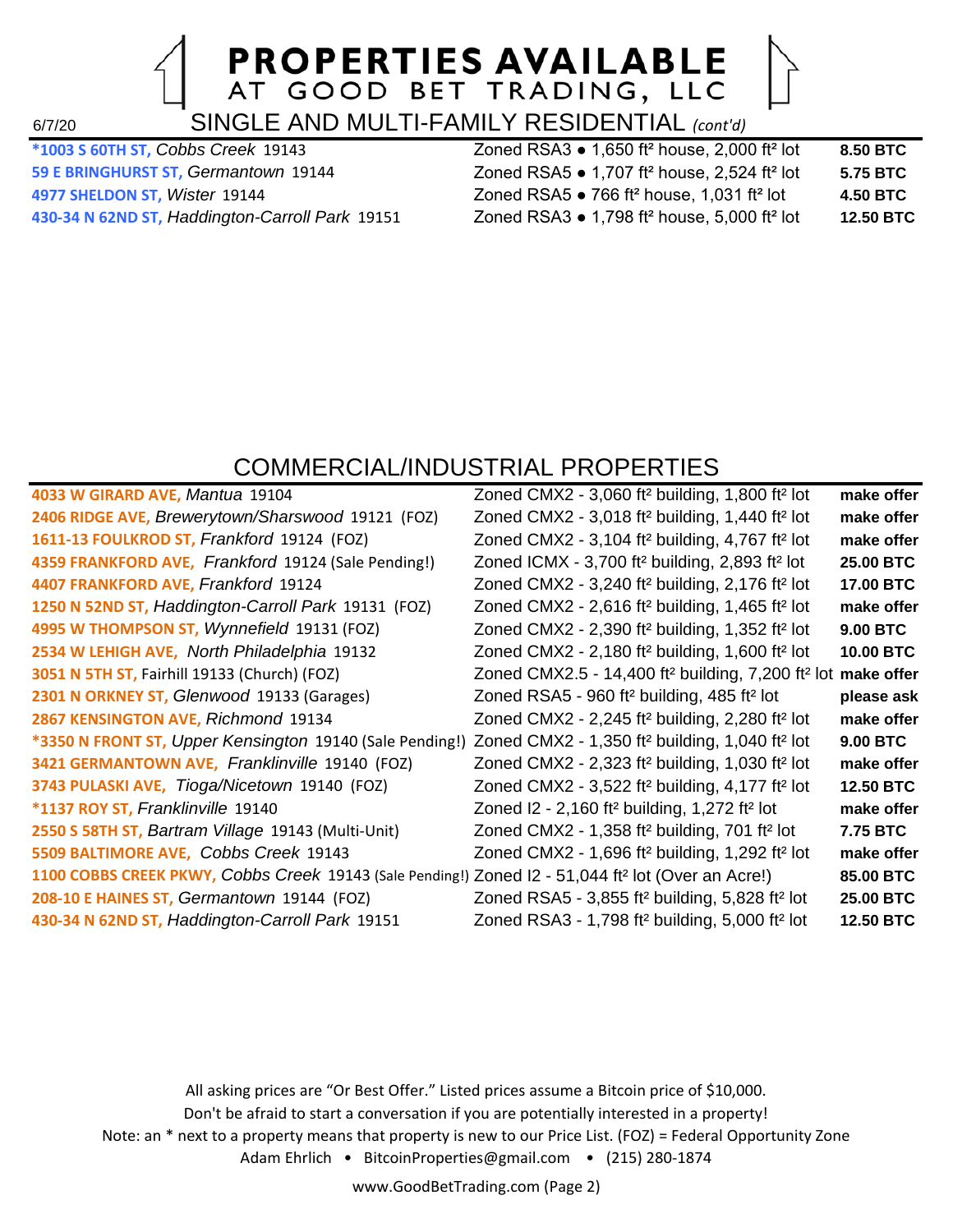# PROPERTIES AVAILABLE
## AT GOOD BET TRADING, LLC

6/7/20

## SINGLE AND MULTI-FAMILY RESIDENTIAL *(cont'd)*

| Property | Details | Price |
|---|---|---|
| **\*1003 S 60TH ST,** *Cobbs Creek* 19143 | Zoned RSA3 ● 1,650 ft² house, 2,000 ft² lot | **8.50 BTC** |
| **59 E BRINGHURST ST,** *Germantown* 19144 | Zoned RSA5 ● 1,707 ft² house, 2,524 ft² lot | **5.75 BTC** |
| **4977 SHELDON ST,** *Wister* 19144 | Zoned RSA5 ● 766 ft² house, 1,031 ft² lot | **4.50 BTC** |
| **430-34 N 62ND ST,** *Haddington-Carroll Park* 19151 | Zoned RSA3 ● 1,798 ft² house, 5,000 ft² lot | **12.50 BTC** |

## COMMERCIAL/INDUSTRIAL PROPERTIES

| Property | Details | Price |
|---|---|---|
| **4033 W GIRARD AVE,** *Mantua* 19104 | Zoned CMX2 - 3,060 ft² building, 1,800 ft² lot | **make offer** |
| **2406 RIDGE AVE,** *Brewerytown/Sharswood* 19121 (FOZ) | Zoned CMX2 - 3,018 ft² building, 1,440 ft² lot | **make offer** |
| **1611-13 FOULKROD ST,** *Frankford* 19124 (FOZ) | Zoned CMX2 - 3,104 ft² building, 4,767 ft² lot | **make offer** |
| **4359 FRANKFORD AVE,** *Frankford* 19124 (Sale Pending!) | Zoned ICMX - 3,700 ft² building, 2,893 ft² lot | **25.00 BTC** |
| **4407 FRANKFORD AVE,** *Frankford* 19124 | Zoned CMX2 - 3,240 ft² building, 2,176 ft² lot | **17.00 BTC** |
| **1250 N 52ND ST,** *Haddington-Carroll Park* 19131 (FOZ) | Zoned CMX2 - 2,616 ft² building, 1,465 ft² lot | **make offer** |
| **4995 W THOMPSON ST,** *Wynnefield* 19131 (FOZ) | Zoned CMX2 - 2,390 ft² building, 1,352 ft² lot | **9.00 BTC** |
| **2534 W LEHIGH AVE,** *North Philadelphia* 19132 | Zoned CMX2 - 2,180 ft² building, 1,600 ft² lot | **10.00 BTC** |
| **3051 N 5TH ST,** Fairhill 19133 (Church) (FOZ) | Zoned CMX2.5 - 14,400 ft² building, 7,200 ft² lot | **make offer** |
| **2301 N ORKNEY ST,** *Glenwood* 19133 (Garages) | Zoned RSA5 - 960 ft² building, 485 ft² lot | **please ask** |
| **2867 KENSINGTON AVE,** *Richmond* 19134 | Zoned CMX2 - 2,245 ft² building, 2,280 ft² lot | **make offer** |
| **\*3350 N FRONT ST,** *Upper Kensington* 19140 (Sale Pending!) | Zoned CMX2 - 1,350 ft² building, 1,040 ft² lot | **9.00 BTC** |
| **3421 GERMANTOWN AVE,** *Franklinville* 19140 (FOZ) | Zoned CMX2 - 2,323 ft² building, 1,030 ft² lot | **make offer** |
| **3743 PULASKI AVE,** *Tioga/Nicetown* 19140 (FOZ) | Zoned CMX2 - 3,522 ft² building, 4,177 ft² lot | **12.50 BTC** |
| **\*1137 ROY ST,** *Franklinville* 19140 | Zoned I2 - 2,160 ft² building, 1,272 ft² lot | **make offer** |
| **2550 S 58TH ST,** *Bartram Village* 19143 (Multi-Unit) | Zoned CMX2 - 1,358 ft² building, 701 ft² lot | **7.75 BTC** |
| **5509 BALTIMORE AVE,** *Cobbs Creek* 19143 | Zoned CMX2 - 1,696 ft² building, 1,292 ft² lot | **make offer** |
| **1100 COBBS CREEK PKWY,** *Cobbs Creek* 19143 (Sale Pending!) | Zoned I2 - 51,044 ft² lot (Over an Acre!) | **85.00 BTC** |
| **208-10 E HAINES ST,** *Germantown* 19144 (FOZ) | Zoned RSA5 - 3,855 ft² building, 5,828 ft² lot | **25.00 BTC** |
| **430-34 N 62ND ST,** *Haddington-Carroll Park* 19151 | Zoned RSA3 - 1,798 ft² building, 5,000 ft² lot | **12.50 BTC** |

All asking prices are "Or Best Offer." Listed prices assume a Bitcoin price of $10,000.
Don't be afraid to start a conversation if you are potentially interested in a property!
Note: an * next to a property means that property is new to our Price List. (FOZ) = Federal Opportunity Zone
Adam Ehrlich • BitcoinProperties@gmail.com • (215) 280-1874

www.GoodBetTrading.com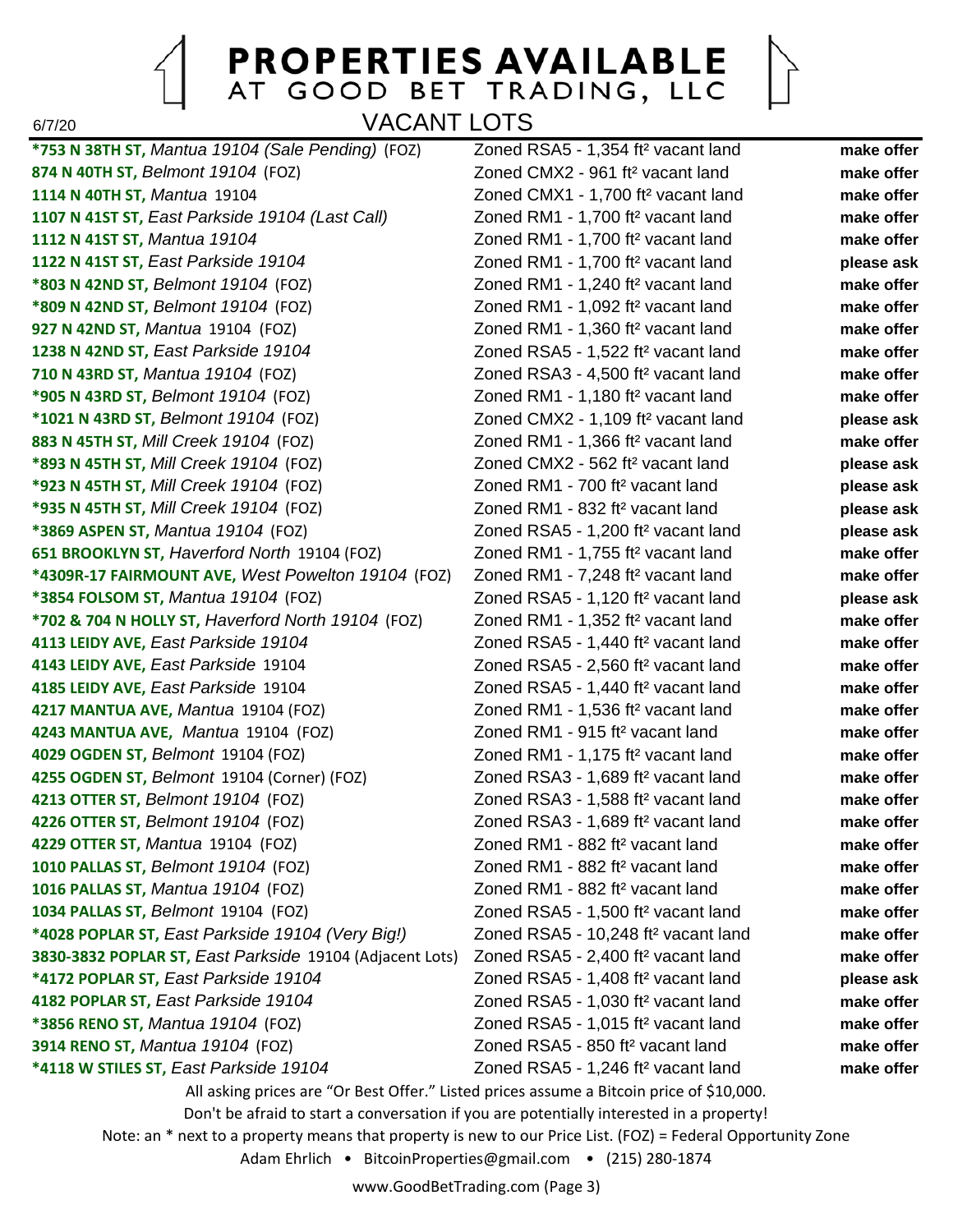# PROPERTIES AVAILABLE
## AT GOOD BET TRADING, LLC

6/7/20

### VACANT LOTS

| Property | Description | Price |
|---|---|---|
| ***753 N 38TH ST,** *Mantua 19104 (Sale Pending)* (FOZ) | Zoned RSA5 - 1,354 ft² vacant land | **make offer** |
| **874 N 40TH ST,** *Belmont 19104* (FOZ) | Zoned CMX2 - 961 ft² vacant land | **make offer** |
| **1114 N 40TH ST,** *Mantua* 19104 | Zoned CMX1 - 1,700 ft² vacant land | **make offer** |
| **1107 N 41ST ST,** *East Parkside 19104 (Last Call)* | Zoned RM1 - 1,700 ft² vacant land | **make offer** |
| **1112 N 41ST ST,** *Mantua 19104* | Zoned RM1 - 1,700 ft² vacant land | **make offer** |
| **1122 N 41ST ST,** *East Parkside 19104* | Zoned RM1 - 1,700 ft² vacant land | **please ask** |
| ***803 N 42ND ST,** *Belmont 19104* (FOZ) | Zoned RM1 - 1,240 ft² vacant land | **make offer** |
| ***809 N 42ND ST,** *Belmont 19104* (FOZ) | Zoned RM1 - 1,092 ft² vacant land | **make offer** |
| **927 N 42ND ST,** *Mantua* 19104 (FOZ) | Zoned RM1 - 1,360 ft² vacant land | **make offer** |
| **1238 N 42ND ST,** *East Parkside 19104* | Zoned RSA5 - 1,522 ft² vacant land | **make offer** |
| **710 N 43RD ST,** *Mantua 19104* (FOZ) | Zoned RSA3 - 4,500 ft² vacant land | **make offer** |
| ***905 N 43RD ST,** *Belmont 19104* (FOZ) | Zoned RM1 - 1,180 ft² vacant land | **make offer** |
| ***1021 N 43RD ST,** *Belmont 19104* (FOZ) | Zoned CMX2 - 1,109 ft² vacant land | **please ask** |
| **883 N 45TH ST,** *Mill Creek 19104* (FOZ) | Zoned RM1 - 1,366 ft² vacant land | **make offer** |
| ***893 N 45TH ST,** *Mill Creek 19104* (FOZ) | Zoned CMX2 - 562 ft² vacant land | **please ask** |
| ***923 N 45TH ST,** *Mill Creek 19104* (FOZ) | Zoned RM1 - 700 ft² vacant land | **please ask** |
| ***935 N 45TH ST,** *Mill Creek 19104* (FOZ) | Zoned RM1 - 832 ft² vacant land | **please ask** |
| ***3869 ASPEN ST,** *Mantua 19104* (FOZ) | Zoned RSA5 - 1,200 ft² vacant land | **please ask** |
| **651 BROOKLYN ST,** *Haverford North* 19104 (FOZ) | Zoned RM1 - 1,755 ft² vacant land | **make offer** |
| ***4309R-17 FAIRMOUNT AVE,** *West Powelton 19104* (FOZ) | Zoned RM1 - 7,248 ft² vacant land | **make offer** |
| ***3854 FOLSOM ST,** *Mantua 19104* (FOZ) | Zoned RSA5 - 1,120 ft² vacant land | **please ask** |
| ***702 & 704 N HOLLY ST,** *Haverford North 19104* (FOZ) | Zoned RM1 - 1,352 ft² vacant land | **make offer** |
| **4113 LEIDY AVE,** *East Parkside 19104* | Zoned RSA5 - 1,440 ft² vacant land | **make offer** |
| **4143 LEIDY AVE,** *East Parkside* 19104 | Zoned RSA5 - 2,560 ft² vacant land | **make offer** |
| **4185 LEIDY AVE,** *East Parkside* 19104 | Zoned RSA5 - 1,440 ft² vacant land | **make offer** |
| **4217 MANTUA AVE,** *Mantua* 19104 (FOZ) | Zoned RM1 - 1,536 ft² vacant land | **make offer** |
| **4243 MANTUA AVE,** *Mantua* 19104 (FOZ) | Zoned RM1 - 915 ft² vacant land | **make offer** |
| **4029 OGDEN ST,** *Belmont* 19104 (FOZ) | Zoned RM1 - 1,175 ft² vacant land | **make offer** |
| **4255 OGDEN ST,** *Belmont* 19104 (Corner) (FOZ) | Zoned RSA3 - 1,689 ft² vacant land | **make offer** |
| **4213 OTTER ST,** *Belmont 19104* (FOZ) | Zoned RSA3 - 1,588 ft² vacant land | **make offer** |
| **4226 OTTER ST,** *Belmont 19104* (FOZ) | Zoned RSA3 - 1,689 ft² vacant land | **make offer** |
| **4229 OTTER ST,** *Mantua* 19104 (FOZ) | Zoned RM1 - 882 ft² vacant land | **make offer** |
| **1010 PALLAS ST,** *Belmont 19104* (FOZ) | Zoned RM1 - 882 ft² vacant land | **make offer** |
| **1016 PALLAS ST,** *Mantua 19104* (FOZ) | Zoned RM1 - 882 ft² vacant land | **make offer** |
| **1034 PALLAS ST,** *Belmont* 19104 (FOZ) | Zoned RSA5 - 1,500 ft² vacant land | **make offer** |
| ***4028 POPLAR ST,** *East Parkside 19104 (Very Big!)* | Zoned RSA5 - 10,248 ft² vacant land | **make offer** |
| **3830-3832 POPLAR ST,** *East Parkside* 19104 (Adjacent Lots) | Zoned RSA5 - 2,400 ft² vacant land | **make offer** |
| ***4172 POPLAR ST,** *East Parkside 19104* | Zoned RSA5 - 1,408 ft² vacant land | **please ask** |
| **4182 POPLAR ST,** *East Parkside 19104* | Zoned RSA5 - 1,030 ft² vacant land | **make offer** |
| ***3856 RENO ST,** *Mantua 19104* (FOZ) | Zoned RSA5 - 1,015 ft² vacant land | **make offer** |
| **3914 RENO ST,** *Mantua 19104* (FOZ) | Zoned RSA5 - 850 ft² vacant land | **make offer** |
| ***4118 W STILES ST,** *East Parkside 19104* | Zoned RSA5 - 1,246 ft² vacant land | **make offer** |

All asking prices are "Or Best Offer." Listed prices assume a Bitcoin price of $10,000.

Don't be afraid to start a conversation if you are potentially interested in a property!

Note: an * next to a property means that property is new to our Price List. (FOZ) = Federal Opportunity Zone

Adam Ehrlich • BitcoinProperties@gmail.com • (215) 280-1874

www.GoodBetTrading.com (Page 3)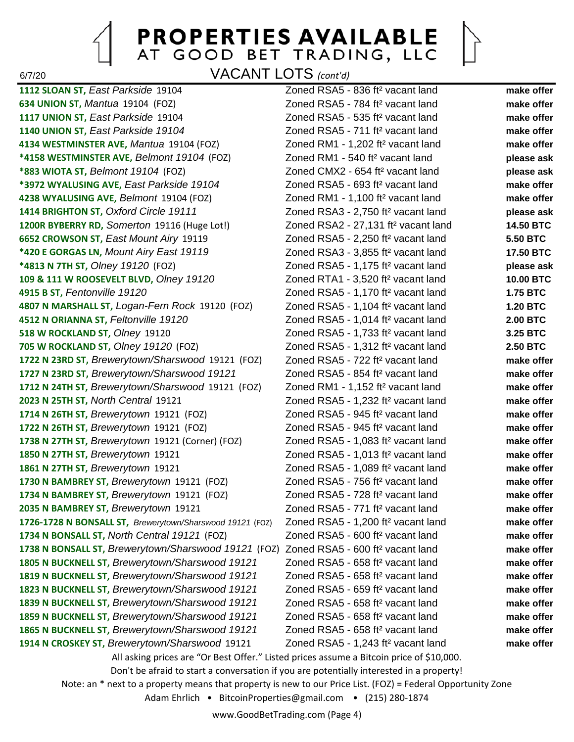# PROPERTIES AVAILABLE AT GOOD BET TRADING, LLC

6/7/20

## VACANT LOTS *(cont'd)*

| Property | Description | Price |
|---|---|---|
| **1112 SLOAN ST,** *East Parkside* 19104 | Zoned RSA5 - 836 ft² vacant land | **make offer** |
| **634 UNION ST,** *Mantua* 19104 (FOZ) | Zoned RSA5 - 784 ft² vacant land | **make offer** |
| **1117 UNION ST,** *East Parkside* 19104 | Zoned RSA5 - 535 ft² vacant land | **make offer** |
| **1140 UNION ST,** *East Parkside 19104* | Zoned RSA5 - 711 ft² vacant land | **make offer** |
| **4134 WESTMINSTER AVE,** *Mantua* 19104 (FOZ) | Zoned RM1 - 1,202 ft² vacant land | **make offer** |
| **\*4158 WESTMINSTER AVE,** *Belmont 19104* (FOZ) | Zoned RM1 - 540 ft² vacant land | **please ask** |
| **\*883 WIOTA ST,** *Belmont 19104* (FOZ) | Zoned CMX2 - 654 ft² vacant land | **please ask** |
| **\*3972 WYALUSING AVE,** *East Parkside 19104* | Zoned RSA5 - 693 ft² vacant land | **make offer** |
| **4238 WYALUSING AVE,** *Belmont* 19104 (FOZ) | Zoned RM1 - 1,100 ft² vacant land | **make offer** |
| **1414 BRIGHTON ST,** *Oxford Circle 19111* | Zoned RSA3 - 2,750 ft² vacant land | **please ask** |
| **1200R BYBERRY RD,** *Somerton* 19116 (Huge Lot!) | Zoned RSA2 - 27,131 ft² vacant land | **14.50 BTC** |
| **6652 CROWSON ST,** *East Mount Airy* 19119 | Zoned RSA5 - 2,250 ft² vacant land | **5.50 BTC** |
| **\*420 E GORGAS LN,** *Mount Airy East 19119* | Zoned RSA3 - 3,855 ft² vacant land | **17.50 BTC** |
| **\*4813 N 7TH ST,** *Olney 19120* (FOZ) | Zoned RSA5 - 1,175 ft² vacant land | **please ask** |
| **109 & 111 W ROOSEVELT BLVD,** *Olney 19120* | Zoned RTA1 - 3,520 ft² vacant land | **10.00 BTC** |
| **4915 B ST,** *Fentonville 19120* | Zoned RSA5 - 1,170 ft² vacant land | **1.75 BTC** |
| **4807 N MARSHALL ST,** *Logan-Fern Rock* 19120 (FOZ) | Zoned RSA5 - 1,104 ft² vacant land | **1.20 BTC** |
| **4512 N ORIANNA ST,** *Feltonville 19120* | Zoned RSA5 - 1,014 ft² vacant land | **2.00 BTC** |
| **518 W ROCKLAND ST,** *Olney* 19120 | Zoned RSA5 - 1,733 ft² vacant land | **3.25 BTC** |
| **705 W ROCKLAND ST,** *Olney 19120* (FOZ) | Zoned RSA5 - 1,312 ft² vacant land | **2.50 BTC** |
| **1722 N 23RD ST,** *Brewerytown/Sharswood* 19121 (FOZ) | Zoned RSA5 - 722 ft² vacant land | **make offer** |
| **1727 N 23RD ST,** *Brewerytown/Sharswood 19121* | Zoned RSA5 - 854 ft² vacant land | **make offer** |
| **1712 N 24TH ST,** *Brewerytown/Sharswood* 19121 (FOZ) | Zoned RM1 - 1,152 ft² vacant land | **make offer** |
| **2023 N 25TH ST,** *North Central* 19121 | Zoned RSA5 - 1,232 ft² vacant land | **make offer** |
| **1714 N 26TH ST,** *Brewerytown* 19121 (FOZ) | Zoned RSA5 - 945 ft² vacant land | **make offer** |
| **1722 N 26TH ST,** *Brewerytown* 19121 (FOZ) | Zoned RSA5 - 945 ft² vacant land | **make offer** |
| **1738 N 27TH ST,** *Brewerytown* 19121 (Corner) (FOZ) | Zoned RSA5 - 1,083 ft² vacant land | **make offer** |
| **1850 N 27TH ST,** *Brewerytown* 19121 | Zoned RSA5 - 1,013 ft² vacant land | **make offer** |
| **1861 N 27TH ST,** *Brewerytown* 19121 | Zoned RSA5 - 1,089 ft² vacant land | **make offer** |
| **1730 N BAMBREY ST,** *Brewerytown* 19121 (FOZ) | Zoned RSA5 - 756 ft² vacant land | **make offer** |
| **1734 N BAMBREY ST,** *Brewerytown* 19121 (FOZ) | Zoned RSA5 - 728 ft² vacant land | **make offer** |
| **2035 N BAMBREY ST,** *Brewerytown* 19121 | Zoned RSA5 - 771 ft² vacant land | **make offer** |
| **1726-1728 N BONSALL ST,** *Brewerytown/Sharswood 19121* (FOZ) | Zoned RSA5 - 1,200 ft² vacant land | **make offer** |
| **1734 N BONSALL ST,** *North Central 19121* (FOZ) | Zoned RSA5 - 600 ft² vacant land | **make offer** |
| **1738 N BONSALL ST,** *Brewerytown/Sharswood 19121* (FOZ) | Zoned RSA5 - 600 ft² vacant land | **make offer** |
| **1805 N BUCKNELL ST,** *Brewerytown/Sharswood 19121* | Zoned RSA5 - 658 ft² vacant land | **make offer** |
| **1819 N BUCKNELL ST,** *Brewerytown/Sharswood 19121* | Zoned RSA5 - 658 ft² vacant land | **make offer** |
| **1823 N BUCKNELL ST,** *Brewerytown/Sharswood 19121* | Zoned RSA5 - 659 ft² vacant land | **make offer** |
| **1839 N BUCKNELL ST,** *Brewerytown/Sharswood 19121* | Zoned RSA5 - 658 ft² vacant land | **make offer** |
| **1859 N BUCKNELL ST,** *Brewerytown/Sharswood 19121* | Zoned RSA5 - 658 ft² vacant land | **make offer** |
| **1865 N BUCKNELL ST,** *Brewerytown/Sharswood 19121* | Zoned RSA5 - 658 ft² vacant land | **make offer** |
| **1914 N CROSKEY ST,** *Brewerytown/Sharswood* 19121 | Zoned RSA5 - 1,243 ft² vacant land | **make offer** |

All asking prices are "Or Best Offer." Listed prices assume a Bitcoin price of $10,000.

Don't be afraid to start a conversation if you are potentially interested in a property!

Note: an * next to a property means that property is new to our Price List. (FOZ) = Federal Opportunity Zone

Adam Ehrlich • BitcoinProperties@gmail.com • (215) 280-1874

www.GoodBetTrading.com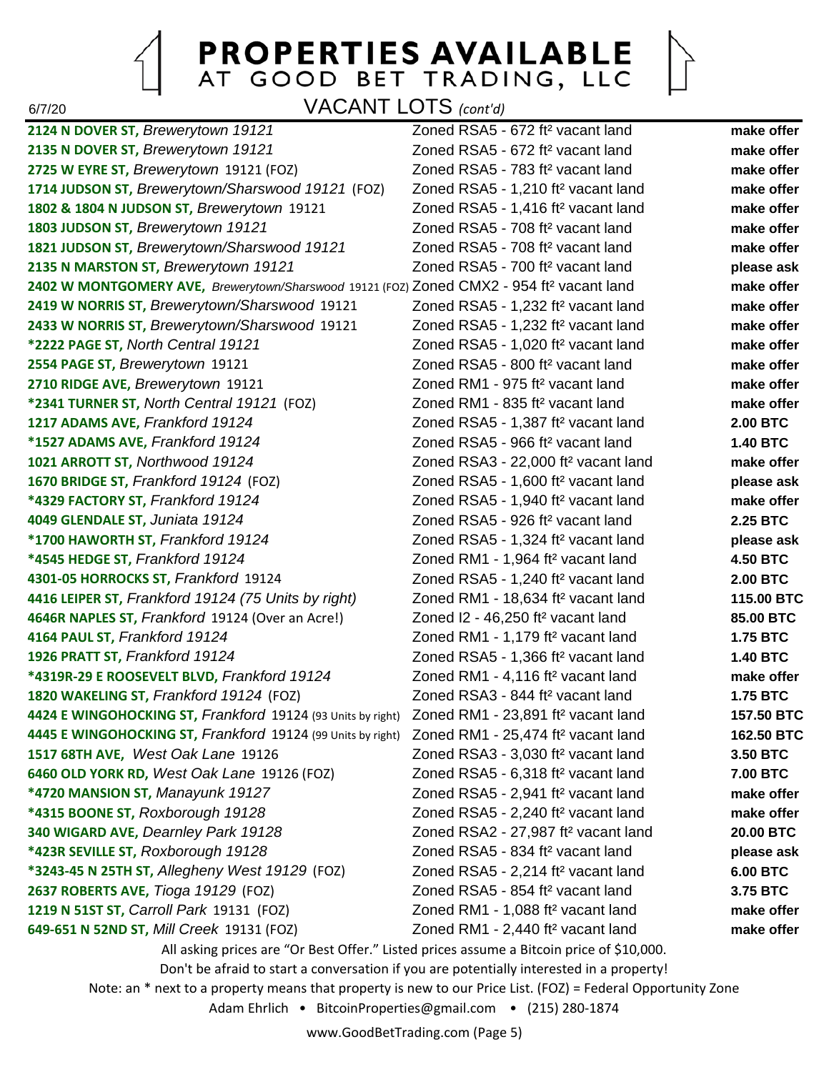# PROPERTIES AVAILABLE
## AT GOOD BET TRADING, LLC

6/7/20

## VACANT LOTS *(cont'd)*

| Property | Description | Price |
|---|---|---|
| **2124 N DOVER ST,** *Brewerytown 19121* | Zoned RSA5 - 672 ft² vacant land | **make offer** |
| **2135 N DOVER ST,** *Brewerytown 19121* | Zoned RSA5 - 672 ft² vacant land | **make offer** |
| **2725 W EYRE ST,** *Brewerytown* 19121 (FOZ) | Zoned RSA5 - 783 ft² vacant land | **make offer** |
| **1714 JUDSON ST,** *Brewerytown/Sharswood 19121* (FOZ) | Zoned RSA5 - 1,210 ft² vacant land | **make offer** |
| **1802 & 1804 N JUDSON ST,** *Brewerytown* 19121 | Zoned RSA5 - 1,416 ft² vacant land | **make offer** |
| **1803 JUDSON ST,** *Brewerytown 19121* | Zoned RSA5 - 708 ft² vacant land | **make offer** |
| **1821 JUDSON ST,** *Brewerytown/Sharswood 19121* | Zoned RSA5 - 708 ft² vacant land | **make offer** |
| **2135 N MARSTON ST,** *Brewerytown 19121* | Zoned RSA5 - 700 ft² vacant land | **please ask** |
| **2402 W MONTGOMERY AVE,** *Brewerytown/Sharswood* 19121 (FOZ) | Zoned CMX2 - 954 ft² vacant land | **make offer** |
| **2419 W NORRIS ST,** *Brewerytown/Sharswood* 19121 | Zoned RSA5 - 1,232 ft² vacant land | **make offer** |
| **2433 W NORRIS ST,** *Brewerytown/Sharswood* 19121 | Zoned RSA5 - 1,232 ft² vacant land | **make offer** |
| ***2222 PAGE ST,** *North Central 19121* | Zoned RSA5 - 1,020 ft² vacant land | **make offer** |
| **2554 PAGE ST,** *Brewerytown* 19121 | Zoned RSA5 - 800 ft² vacant land | **make offer** |
| **2710 RIDGE AVE,** *Brewerytown* 19121 | Zoned RM1 - 975 ft² vacant land | **make offer** |
| ***2341 TURNER ST,** *North Central 19121* (FOZ) | Zoned RM1 - 835 ft² vacant land | **make offer** |
| **1217 ADAMS AVE,** *Frankford 19124* | Zoned RSA5 - 1,387 ft² vacant land | **2.00 BTC** |
| ***1527 ADAMS AVE,** *Frankford 19124* | Zoned RSA5 - 966 ft² vacant land | **1.40 BTC** |
| **1021 ARROTT ST,** *Northwood 19124* | Zoned RSA3 - 22,000 ft² vacant land | **make offer** |
| **1670 BRIDGE ST,** *Frankford 19124* (FOZ) | Zoned RSA5 - 1,600 ft² vacant land | **please ask** |
| ***4329 FACTORY ST,** *Frankford 19124* | Zoned RSA5 - 1,940 ft² vacant land | **make offer** |
| **4049 GLENDALE ST,** *Juniata 19124* | Zoned RSA5 - 926 ft² vacant land | **2.25 BTC** |
| ***1700 HAWORTH ST,** *Frankford 19124* | Zoned RSA5 - 1,324 ft² vacant land | **please ask** |
| ***4545 HEDGE ST,** *Frankford 19124* | Zoned RM1 - 1,964 ft² vacant land | **4.50 BTC** |
| **4301-05 HORROCKS ST,** *Frankford* 19124 | Zoned RSA5 - 1,240 ft² vacant land | **2.00 BTC** |
| **4416 LEIPER ST,** *Frankford 19124 (75 Units by right)* | Zoned RM1 - 18,634 ft² vacant land | **115.00 BTC** |
| **4646R NAPLES ST,** *Frankford* 19124 (Over an Acre!) | Zoned I2 - 46,250 ft² vacant land | **85.00 BTC** |
| **4164 PAUL ST,** *Frankford 19124* | Zoned RM1 - 1,179 ft² vacant land | **1.75 BTC** |
| **1926 PRATT ST,** *Frankford 19124* | Zoned RSA5 - 1,366 ft² vacant land | **1.40 BTC** |
| ***4319R-29 E ROOSEVELT BLVD,** *Frankford 19124* | Zoned RM1 - 4,116 ft² vacant land | **make offer** |
| **1820 WAKELING ST,** *Frankford 19124* (FOZ) | Zoned RSA3 - 844 ft² vacant land | **1.75 BTC** |
| **4424 E WINGOHOCKING ST,** *Frankford* 19124 (93 Units by right) | Zoned RM1 - 23,891 ft² vacant land | **157.50 BTC** |
| **4445 E WINGOHOCKING ST,** *Frankford* 19124 (99 Units by right) | Zoned RM1 - 25,474 ft² vacant land | **162.50 BTC** |
| **1517 68TH AVE,** *West Oak Lane* 19126 | Zoned RSA3 - 3,030 ft² vacant land | **3.50 BTC** |
| **6460 OLD YORK RD,** *West Oak Lane* 19126 (FOZ) | Zoned RSA5 - 6,318 ft² vacant land | **7.00 BTC** |
| ***4720 MANSION ST,** *Manayunk 19127* | Zoned RSA5 - 2,941 ft² vacant land | **make offer** |
| ***4315 BOONE ST,** *Roxborough 19128* | Zoned RSA5 - 2,240 ft² vacant land | **make offer** |
| **340 WIGARD AVE,** *Dearnley Park 19128* | Zoned RSA2 - 27,987 ft² vacant land | **20.00 BTC** |
| ***423R SEVILLE ST,** *Roxborough 19128* | Zoned RSA5 - 834 ft² vacant land | **please ask** |
| ***3243-45 N 25TH ST,** *Allegheny West 19129* (FOZ) | Zoned RSA5 - 2,214 ft² vacant land | **6.00 BTC** |
| **2637 ROBERTS AVE,** *Tioga 19129* (FOZ) | Zoned RSA5 - 854 ft² vacant land | **3.75 BTC** |
| **1219 N 51ST ST,** *Carroll Park* 19131 (FOZ) | Zoned RM1 - 1,088 ft² vacant land | **make offer** |
| **649-651 N 52ND ST,** *Mill Creek* 19131 (FOZ) | Zoned RM1 - 2,440 ft² vacant land | **make offer** |

All asking prices are "Or Best Offer." Listed prices assume a Bitcoin price of $10,000.

Don't be afraid to start a conversation if you are potentially interested in a property!

Note: an * next to a property means that property is new to our Price List. (FOZ) = Federal Opportunity Zone

Adam Ehrlich • BitcoinProperties@gmail.com • (215) 280-1874

www.GoodBetTrading.com (Page 5)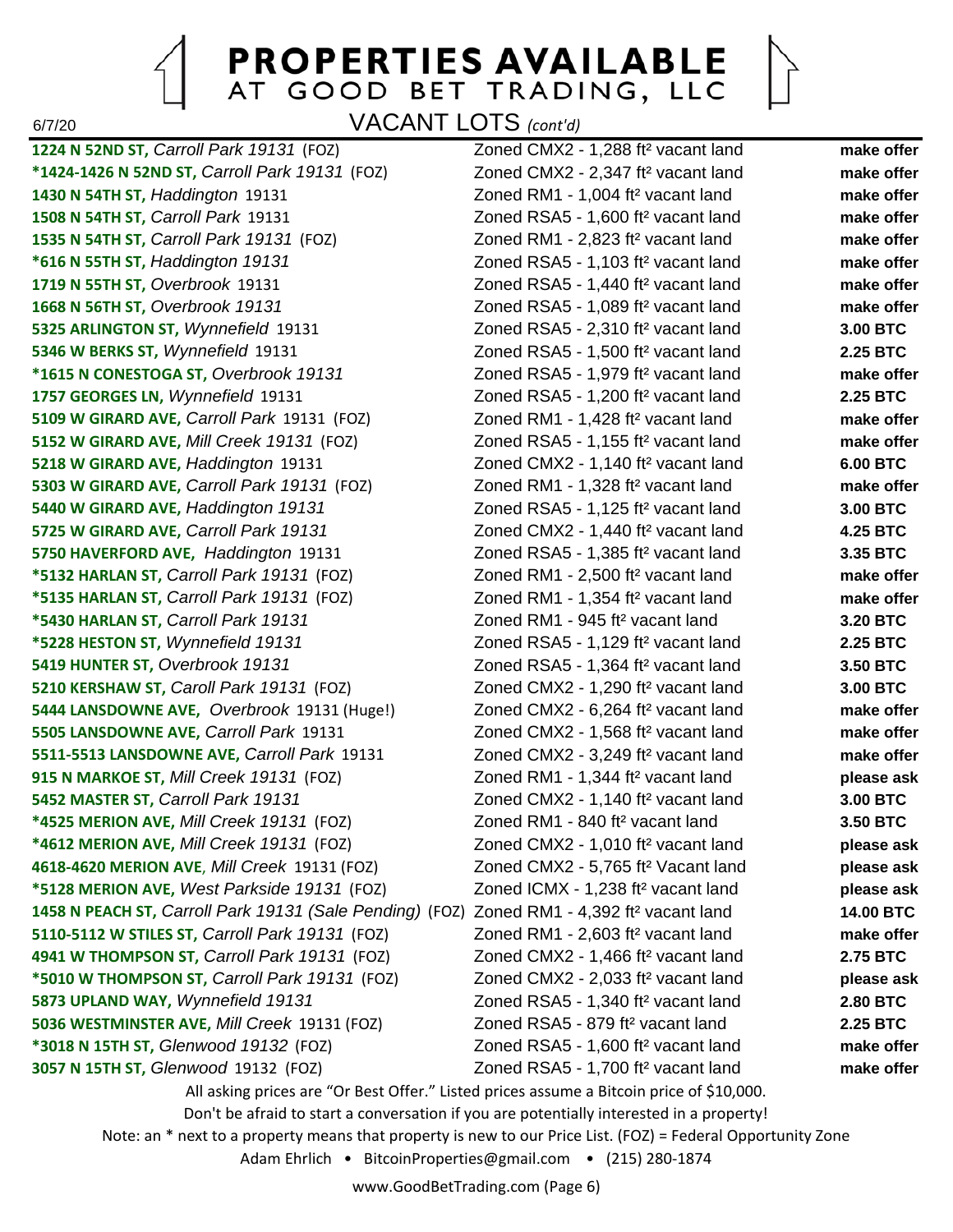# PROPERTIES AVAILABLE
## AT GOOD BET TRADING, LLC

6/7/20

## VACANT LOTS *(cont'd)*

| Property | Description | Price |
|---|---|---|
| **1224 N 52ND ST,** *Carroll Park 19131* (FOZ) | Zoned CMX2 - 1,288 ft² vacant land | **make offer** |
| **\*1424-1426 N 52ND ST,** *Carroll Park 19131* (FOZ) | Zoned CMX2 - 2,347 ft² vacant land | **make offer** |
| **1430 N 54TH ST,** *Haddington* 19131 | Zoned RM1 - 1,004 ft² vacant land | **make offer** |
| **1508 N 54TH ST,** *Carroll Park* 19131 | Zoned RSA5 - 1,600 ft² vacant land | **make offer** |
| **1535 N 54TH ST,** *Carroll Park 19131* (FOZ) | Zoned RM1 - 2,823 ft² vacant land | **make offer** |
| **\*616 N 55TH ST,** *Haddington 19131* | Zoned RSA5 - 1,103 ft² vacant land | **make offer** |
| **1719 N 55TH ST,** *Overbrook* 19131 | Zoned RSA5 - 1,440 ft² vacant land | **make offer** |
| **1668 N 56TH ST,** *Overbrook 19131* | Zoned RSA5 - 1,089 ft² vacant land | **make offer** |
| **5325 ARLINGTON ST,** *Wynnefield* 19131 | Zoned RSA5 - 2,310 ft² vacant land | **3.00 BTC** |
| **5346 W BERKS ST,** *Wynnefield* 19131 | Zoned RSA5 - 1,500 ft² vacant land | **2.25 BTC** |
| **\*1615 N CONESTOGA ST,** *Overbrook 19131* | Zoned RSA5 - 1,979 ft² vacant land | **make offer** |
| **1757 GEORGES LN,** *Wynnefield* 19131 | Zoned RSA5 - 1,200 ft² vacant land | **2.25 BTC** |
| **5109 W GIRARD AVE,** *Carroll Park* 19131 (FOZ) | Zoned RM1 - 1,428 ft² vacant land | **make offer** |
| **5152 W GIRARD AVE,** *Mill Creek 19131* (FOZ) | Zoned RSA5 - 1,155 ft² vacant land | **make offer** |
| **5218 W GIRARD AVE,** *Haddington* 19131 | Zoned CMX2 - 1,140 ft² vacant land | **6.00 BTC** |
| **5303 W GIRARD AVE,** *Carroll Park 19131* (FOZ) | Zoned RM1 - 1,328 ft² vacant land | **make offer** |
| **5440 W GIRARD AVE,** *Haddington 19131* | Zoned RSA5 - 1,125 ft² vacant land | **3.00 BTC** |
| **5725 W GIRARD AVE,** *Carroll Park 19131* | Zoned CMX2 - 1,440 ft² vacant land | **4.25 BTC** |
| **5750 HAVERFORD AVE,** *Haddington* 19131 | Zoned RSA5 - 1,385 ft² vacant land | **3.35 BTC** |
| **\*5132 HARLAN ST,** *Carroll Park 19131* (FOZ) | Zoned RM1 - 2,500 ft² vacant land | **make offer** |
| **\*5135 HARLAN ST,** *Carroll Park 19131* (FOZ) | Zoned RM1 - 1,354 ft² vacant land | **make offer** |
| **\*5430 HARLAN ST,** *Carroll Park 19131* | Zoned RM1 - 945 ft² vacant land | **3.20 BTC** |
| **\*5228 HESTON ST,** *Wynnefield 19131* | Zoned RSA5 - 1,129 ft² vacant land | **2.25 BTC** |
| **5419 HUNTER ST,** *Overbrook 19131* | Zoned RSA5 - 1,364 ft² vacant land | **3.50 BTC** |
| **5210 KERSHAW ST,** *Caroll Park 19131* (FOZ) | Zoned CMX2 - 1,290 ft² vacant land | **3.00 BTC** |
| **5444 LANSDOWNE AVE,** *Overbrook* 19131 (Huge!) | Zoned CMX2 - 6,264 ft² vacant land | **make offer** |
| **5505 LANSDOWNE AVE,** *Carroll Park* 19131 | Zoned CMX2 - 1,568 ft² vacant land | **make offer** |
| **5511-5513 LANSDOWNE AVE,** *Carroll Park* 19131 | Zoned CMX2 - 3,249 ft² vacant land | **make offer** |
| **915 N MARKOE ST,** *Mill Creek 19131* (FOZ) | Zoned RM1 - 1,344 ft² vacant land | **please ask** |
| **5452 MASTER ST,** *Carroll Park 19131* | Zoned CMX2 - 1,140 ft² vacant land | **3.00 BTC** |
| **\*4525 MERION AVE,** *Mill Creek 19131* (FOZ) | Zoned RM1 - 840 ft² vacant land | **3.50 BTC** |
| **\*4612 MERION AVE,** *Mill Creek 19131* (FOZ) | Zoned CMX2 - 1,010 ft² vacant land | **please ask** |
| **4618-4620 MERION AVE**, *Mill Creek* 19131 (FOZ) | Zoned CMX2 - 5,765 ft² Vacant land | **please ask** |
| **\*5128 MERION AVE,** *West Parkside 19131* (FOZ) | Zoned ICMX - 1,238 ft² vacant land | **please ask** |
| **1458 N PEACH ST,** *Carroll Park 19131 (Sale Pending)* (FOZ) | Zoned RM1 - 4,392 ft² vacant land | **14.00 BTC** |
| **5110-5112 W STILES ST,** *Carroll Park 19131* (FOZ) | Zoned RM1 - 2,603 ft² vacant land | **make offer** |
| **4941 W THOMPSON ST,** *Carroll Park 19131* (FOZ) | Zoned CMX2 - 1,466 ft² vacant land | **2.75 BTC** |
| **\*5010 W THOMPSON ST,** *Carroll Park 19131* (FOZ) | Zoned CMX2 - 2,033 ft² vacant land | **please ask** |
| **5873 UPLAND WAY,** *Wynnefield 19131* | Zoned RSA5 - 1,340 ft² vacant land | **2.80 BTC** |
| **5036 WESTMINSTER AVE,** *Mill Creek* 19131 (FOZ) | Zoned RSA5 - 879 ft² vacant land | **2.25 BTC** |
| **\*3018 N 15TH ST,** *Glenwood 19132* (FOZ) | Zoned RSA5 - 1,600 ft² vacant land | **make offer** |
| **3057 N 15TH ST,** *Glenwood* 19132 (FOZ) | Zoned RSA5 - 1,700 ft² vacant land | **make offer** |

All asking prices are "Or Best Offer." Listed prices assume a Bitcoin price of $10,000.

Don't be afraid to start a conversation if you are potentially interested in a property!

Note: an * next to a property means that property is new to our Price List. (FOZ) = Federal Opportunity Zone

Adam Ehrlich • BitcoinProperties@gmail.com • (215) 280-1874

www.GoodBetTrading.com (Page 6)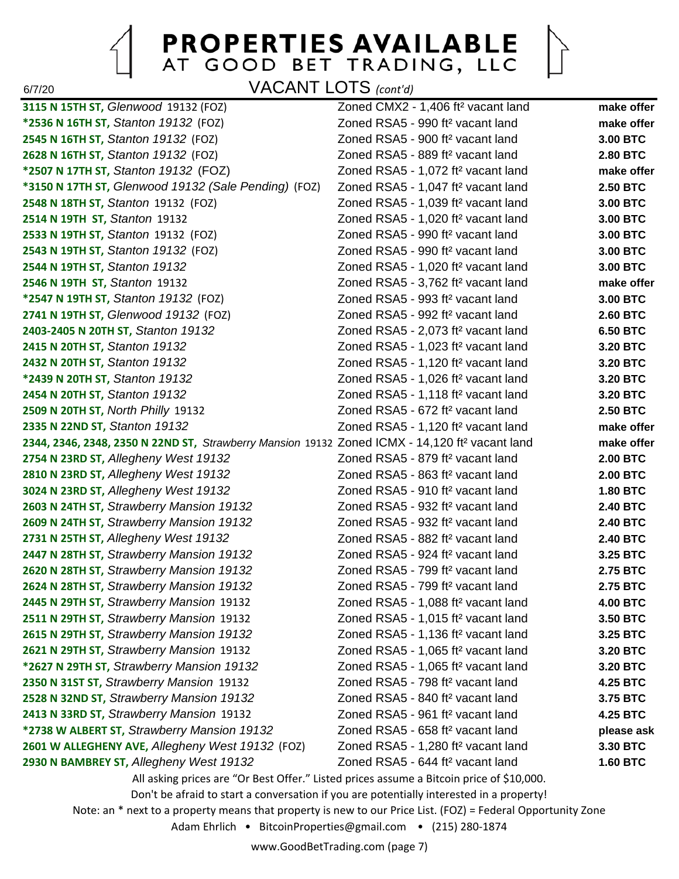# PROPERTIES AVAILABLE
## AT GOOD BET TRADING, LLC

6/7/20

## VACANT LOTS *(cont'd)*

| Property | Description | Price |
|---|---|---|
| **3115 N 15TH ST,** *Glenwood* 19132 (FOZ) | Zoned CMX2 - 1,406 ft² vacant land | **make offer** |
| ***2536 N 16TH ST,** *Stanton 19132* (FOZ) | Zoned RSA5 - 990 ft² vacant land | **make offer** |
| **2545 N 16TH ST,** *Stanton 19132* (FOZ) | Zoned RSA5 - 900 ft² vacant land | **3.00 BTC** |
| **2628 N 16TH ST,** *Stanton 19132* (FOZ) | Zoned RSA5 - 889 ft² vacant land | **2.80 BTC** |
| ***2507 N 17TH ST,** *Stanton 19132* (FOZ) | Zoned RSA5 - 1,072 ft² vacant land | **make offer** |
| ***3150 N 17TH ST,** *Glenwood 19132 (Sale Pending)* (FOZ) | Zoned RSA5 - 1,047 ft² vacant land | **2.50 BTC** |
| **2548 N 18TH ST,** *Stanton* 19132 (FOZ) | Zoned RSA5 - 1,039 ft² vacant land | **3.00 BTC** |
| **2514 N 19TH ST,** *Stanton* 19132 | Zoned RSA5 - 1,020 ft² vacant land | **3.00 BTC** |
| **2533 N 19TH ST,** *Stanton* 19132 (FOZ) | Zoned RSA5 - 990 ft² vacant land | **3.00 BTC** |
| **2543 N 19TH ST,** *Stanton 19132* (FOZ) | Zoned RSA5 - 990 ft² vacant land | **3.00 BTC** |
| **2544 N 19TH ST,** *Stanton 19132* | Zoned RSA5 - 1,020 ft² vacant land | **3.00 BTC** |
| **2546 N 19TH ST,** *Stanton* 19132 | Zoned RSA5 - 3,762 ft² vacant land | **make offer** |
| ***2547 N 19TH ST,** *Stanton 19132* (FOZ) | Zoned RSA5 - 993 ft² vacant land | **3.00 BTC** |
| **2741 N 19TH ST,** *Glenwood 19132* (FOZ) | Zoned RSA5 - 992 ft² vacant land | **2.60 BTC** |
| **2403-2405 N 20TH ST,** *Stanton 19132* | Zoned RSA5 - 2,073 ft² vacant land | **6.50 BTC** |
| **2415 N 20TH ST,** *Stanton 19132* | Zoned RSA5 - 1,023 ft² vacant land | **3.20 BTC** |
| **2432 N 20TH ST,** *Stanton 19132* | Zoned RSA5 - 1,120 ft² vacant land | **3.20 BTC** |
| ***2439 N 20TH ST,** *Stanton 19132* | Zoned RSA5 - 1,026 ft² vacant land | **3.20 BTC** |
| **2454 N 20TH ST,** *Stanton 19132* | Zoned RSA5 - 1,118 ft² vacant land | **3.20 BTC** |
| **2509 N 20TH ST,** *North Philly* 19132 | Zoned RSA5 - 672 ft² vacant land | **2.50 BTC** |
| **2335 N 22ND ST,** *Stanton 19132* | Zoned RSA5 - 1,120 ft² vacant land | **make offer** |
| **2344, 2346, 2348, 2350 N 22ND ST,** *Strawberry Mansion* 19132 | Zoned ICMX - 14,120 ft² vacant land | **make offer** |
| **2754 N 23RD ST,** *Allegheny West 19132* | Zoned RSA5 - 879 ft² vacant land | **2.00 BTC** |
| **2810 N 23RD ST,** *Allegheny West 19132* | Zoned RSA5 - 863 ft² vacant land | **2.00 BTC** |
| **3024 N 23RD ST,** *Allegheny West 19132* | Zoned RSA5 - 910 ft² vacant land | **1.80 BTC** |
| **2603 N 24TH ST,** *Strawberry Mansion 19132* | Zoned RSA5 - 932 ft² vacant land | **2.40 BTC** |
| **2609 N 24TH ST,** *Strawberry Mansion 19132* | Zoned RSA5 - 932 ft² vacant land | **2.40 BTC** |
| **2731 N 25TH ST,** *Allegheny West 19132* | Zoned RSA5 - 882 ft² vacant land | **2.40 BTC** |
| **2447 N 28TH ST,** *Strawberry Mansion 19132* | Zoned RSA5 - 924 ft² vacant land | **3.25 BTC** |
| **2620 N 28TH ST,** *Strawberry Mansion 19132* | Zoned RSA5 - 799 ft² vacant land | **2.75 BTC** |
| **2624 N 28TH ST,** *Strawberry Mansion 19132* | Zoned RSA5 - 799 ft² vacant land | **2.75 BTC** |
| **2445 N 29TH ST,** *Strawberry Mansion* 19132 | Zoned RSA5 - 1,088 ft² vacant land | **4.00 BTC** |
| **2511 N 29TH ST,** *Strawberry Mansion* 19132 | Zoned RSA5 - 1,015 ft² vacant land | **3.50 BTC** |
| **2615 N 29TH ST,** *Strawberry Mansion 19132* | Zoned RSA5 - 1,136 ft² vacant land | **3.25 BTC** |
| **2621 N 29TH ST,** *Strawberry Mansion* 19132 | Zoned RSA5 - 1,065 ft² vacant land | **3.20 BTC** |
| ***2627 N 29TH ST,** *Strawberry Mansion 19132* | Zoned RSA5 - 1,065 ft² vacant land | **3.20 BTC** |
| **2350 N 31ST ST,** *Strawberry Mansion* 19132 | Zoned RSA5 - 798 ft² vacant land | **4.25 BTC** |
| **2528 N 32ND ST,** *Strawberry Mansion 19132* | Zoned RSA5 - 840 ft² vacant land | **3.75 BTC** |
| **2413 N 33RD ST,** *Strawberry Mansion* 19132 | Zoned RSA5 - 961 ft² vacant land | **4.25 BTC** |
| ***2738 W ALBERT ST,** *Strawberry Mansion 19132* | Zoned RSA5 - 658 ft² vacant land | **please ask** |
| **2601 W ALLEGHENY AVE,** *Allegheny West 19132* (FOZ) | Zoned RSA5 - 1,280 ft² vacant land | **3.30 BTC** |
| **2930 N BAMBREY ST,** *Allegheny West 19132* | Zoned RSA5 - 644 ft² vacant land | **1.60 BTC** |

All asking prices are "Or Best Offer." Listed prices assume a Bitcoin price of $10,000.

Don't be afraid to start a conversation if you are potentially interested in a property!

Note: an * next to a property means that property is new to our Price List. (FOZ) = Federal Opportunity Zone

Adam Ehrlich • BitcoinProperties@gmail.com • (215) 280-1874

www.GoodBetTrading.com (page 7)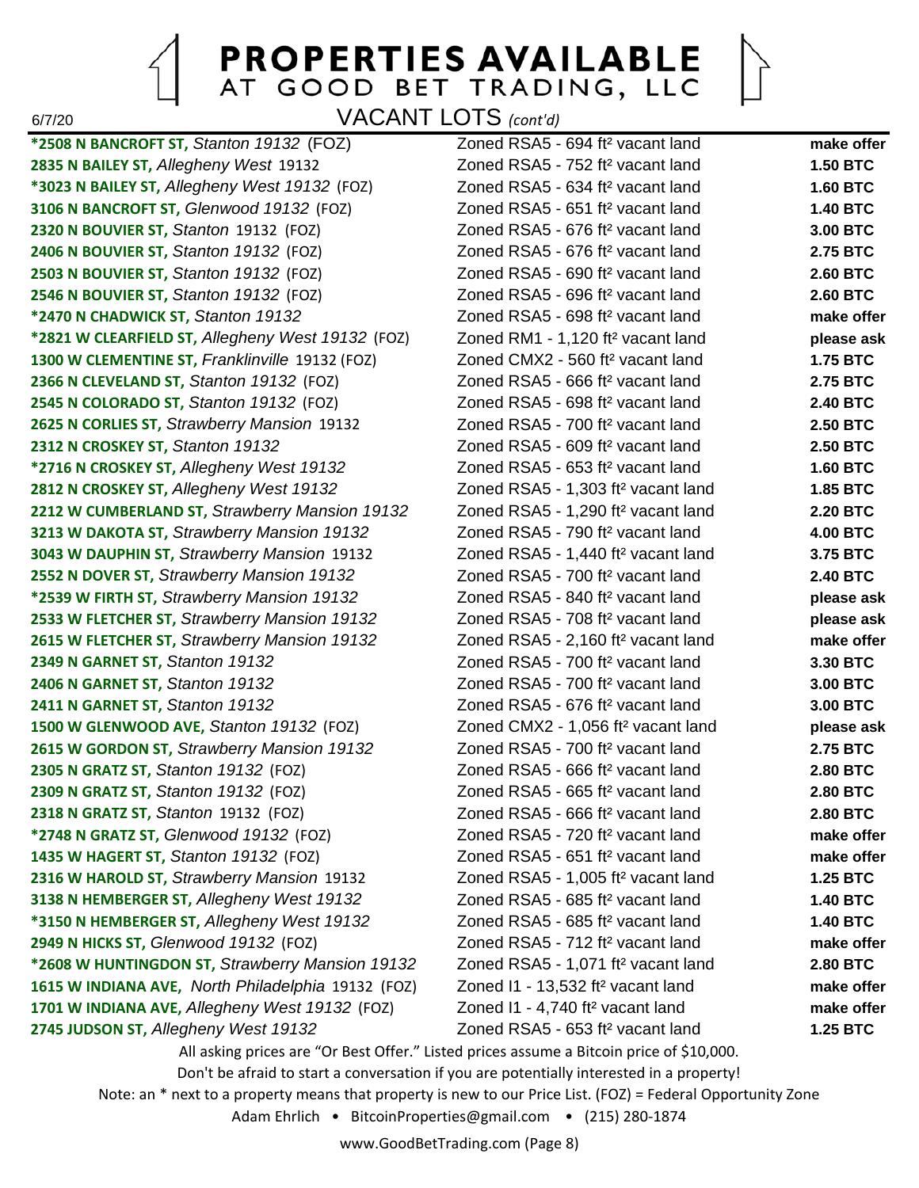# PROPERTIES AVAILABLE AT GOOD BET TRADING, LLC

6/7/20

## VACANT LOTS *(cont'd)*

| Property | Description | Price |
|---|---|---|
| **\*2508 N BANCROFT ST,** *Stanton 19132* (FOZ) | Zoned RSA5 - 694 ft² vacant land | **make offer** |
| **2835 N BAILEY ST,** *Allegheny West* 19132 | Zoned RSA5 - 752 ft² vacant land | **1.50 BTC** |
| **\*3023 N BAILEY ST,** *Allegheny West 19132* (FOZ) | Zoned RSA5 - 634 ft² vacant land | **1.60 BTC** |
| **3106 N BANCROFT ST,** *Glenwood 19132* (FOZ) | Zoned RSA5 - 651 ft² vacant land | **1.40 BTC** |
| **2320 N BOUVIER ST,** *Stanton* 19132 (FOZ) | Zoned RSA5 - 676 ft² vacant land | **3.00 BTC** |
| **2406 N BOUVIER ST,** *Stanton 19132* (FOZ) | Zoned RSA5 - 676 ft² vacant land | **2.75 BTC** |
| **2503 N BOUVIER ST,** *Stanton 19132* (FOZ) | Zoned RSA5 - 690 ft² vacant land | **2.60 BTC** |
| **2546 N BOUVIER ST,** *Stanton 19132* (FOZ) | Zoned RSA5 - 696 ft² vacant land | **2.60 BTC** |
| **\*2470 N CHADWICK ST,** *Stanton 19132* | Zoned RSA5 - 698 ft² vacant land | **make offer** |
| **\*2821 W CLEARFIELD ST,** *Allegheny West 19132* (FOZ) | Zoned RM1 - 1,120 ft² vacant land | **please ask** |
| **1300 W CLEMENTINE ST,** *Franklinville* 19132 (FOZ) | Zoned CMX2 - 560 ft² vacant land | **1.75 BTC** |
| **2366 N CLEVELAND ST,** *Stanton 19132* (FOZ) | Zoned RSA5 - 666 ft² vacant land | **2.75 BTC** |
| **2545 N COLORADO ST,** *Stanton 19132* (FOZ) | Zoned RSA5 - 698 ft² vacant land | **2.40 BTC** |
| **2625 N CORLIES ST,** *Strawberry Mansion* 19132 | Zoned RSA5 - 700 ft² vacant land | **2.50 BTC** |
| **2312 N CROSKEY ST,** *Stanton 19132* | Zoned RSA5 - 609 ft² vacant land | **2.50 BTC** |
| **\*2716 N CROSKEY ST,** *Allegheny West 19132* | Zoned RSA5 - 653 ft² vacant land | **1.60 BTC** |
| **2812 N CROSKEY ST,** *Allegheny West 19132* | Zoned RSA5 - 1,303 ft² vacant land | **1.85 BTC** |
| **2212 W CUMBERLAND ST,** *Strawberry Mansion 19132* | Zoned RSA5 - 1,290 ft² vacant land | **2.20 BTC** |
| **3213 W DAKOTA ST,** *Strawberry Mansion 19132* | Zoned RSA5 - 790 ft² vacant land | **4.00 BTC** |
| **3043 W DAUPHIN ST,** *Strawberry Mansion* 19132 | Zoned RSA5 - 1,440 ft² vacant land | **3.75 BTC** |
| **2552 N DOVER ST,** *Strawberry Mansion 19132* | Zoned RSA5 - 700 ft² vacant land | **2.40 BTC** |
| **\*2539 W FIRTH ST,** *Strawberry Mansion 19132* | Zoned RSA5 - 840 ft² vacant land | **please ask** |
| **2533 W FLETCHER ST,** *Strawberry Mansion 19132* | Zoned RSA5 - 708 ft² vacant land | **please ask** |
| **2615 W FLETCHER ST,** *Strawberry Mansion 19132* | Zoned RSA5 - 2,160 ft² vacant land | **make offer** |
| **2349 N GARNET ST,** *Stanton 19132* | Zoned RSA5 - 700 ft² vacant land | **3.30 BTC** |
| **2406 N GARNET ST,** *Stanton 19132* | Zoned RSA5 - 700 ft² vacant land | **3.00 BTC** |
| **2411 N GARNET ST,** *Stanton 19132* | Zoned RSA5 - 676 ft² vacant land | **3.00 BTC** |
| **1500 W GLENWOOD AVE,** *Stanton 19132* (FOZ) | Zoned CMX2 - 1,056 ft² vacant land | **please ask** |
| **2615 W GORDON ST,** *Strawberry Mansion 19132* | Zoned RSA5 - 700 ft² vacant land | **2.75 BTC** |
| **2305 N GRATZ ST,** *Stanton 19132* (FOZ) | Zoned RSA5 - 666 ft² vacant land | **2.80 BTC** |
| **2309 N GRATZ ST,** *Stanton 19132* (FOZ) | Zoned RSA5 - 665 ft² vacant land | **2.80 BTC** |
| **2318 N GRATZ ST,** *Stanton* 19132 (FOZ) | Zoned RSA5 - 666 ft² vacant land | **2.80 BTC** |
| **\*2748 N GRATZ ST,** *Glenwood 19132* (FOZ) | Zoned RSA5 - 720 ft² vacant land | **make offer** |
| **1435 W HAGERT ST,** *Stanton 19132* (FOZ) | Zoned RSA5 - 651 ft² vacant land | **make offer** |
| **2316 W HAROLD ST,** *Strawberry Mansion* 19132 | Zoned RSA5 - 1,005 ft² vacant land | **1.25 BTC** |
| **3138 N HEMBERGER ST,** *Allegheny West 19132* | Zoned RSA5 - 685 ft² vacant land | **1.40 BTC** |
| **\*3150 N HEMBERGER ST,** *Allegheny West 19132* | Zoned RSA5 - 685 ft² vacant land | **1.40 BTC** |
| **2949 N HICKS ST,** *Glenwood 19132* (FOZ) | Zoned RSA5 - 712 ft² vacant land | **make offer** |
| **\*2608 W HUNTINGDON ST,** *Strawberry Mansion 19132* | Zoned RSA5 - 1,071 ft² vacant land | **2.80 BTC** |
| **1615 W INDIANA AVE,** *North Philadelphia* 19132 (FOZ) | Zoned I1 - 13,532 ft² vacant land | **make offer** |
| **1701 W INDIANA AVE,** *Allegheny West 19132* (FOZ) | Zoned I1 - 4,740 ft² vacant land | **make offer** |
| **2745 JUDSON ST,** *Allegheny West 19132* | Zoned RSA5 - 653 ft² vacant land | **1.25 BTC** |

All asking prices are "Or Best Offer." Listed prices assume a Bitcoin price of $10,000.

Don't be afraid to start a conversation if you are potentially interested in a property!

Note: an * next to a property means that property is new to our Price List. (FOZ) = Federal Opportunity Zone

Adam Ehrlich • BitcoinProperties@gmail.com • (215) 280-1874

www.GoodBetTrading.com (Page 8)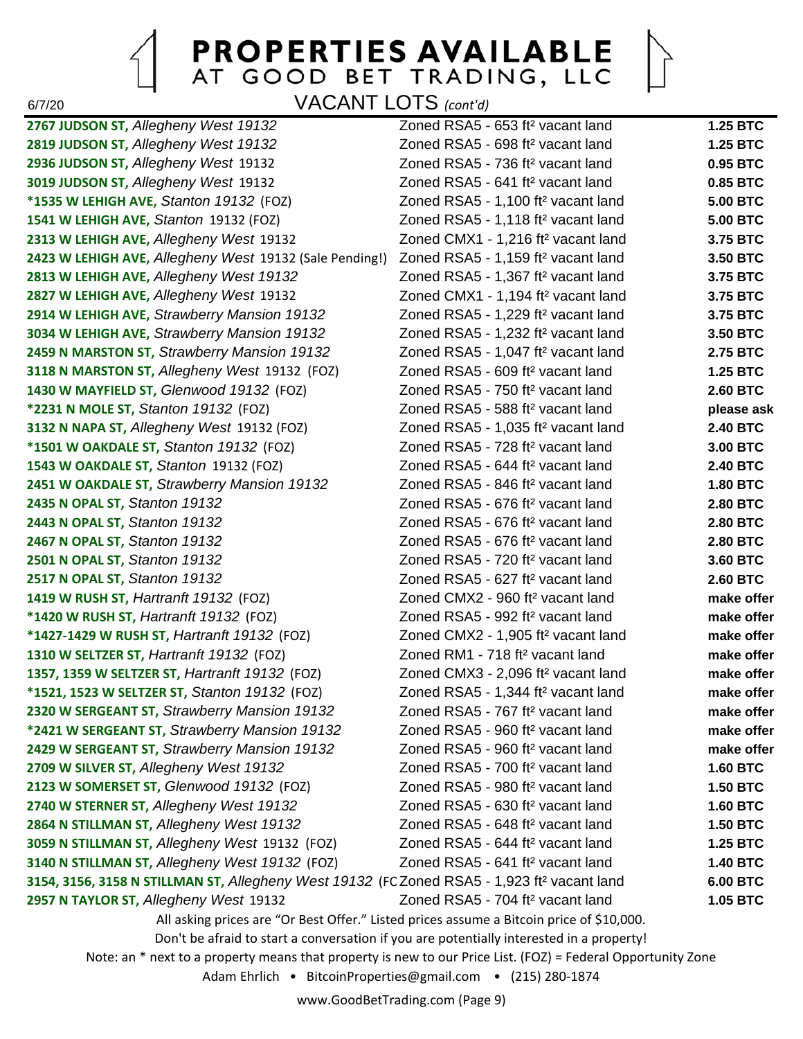# PROPERTIES AVAILABLE
## AT GOOD BET TRADING, LLC

6/7/20

### VACANT LOTS *(cont'd)*

| Property | Description | Price |
|---|---|---|
| **2767 JUDSON ST,** *Allegheny West 19132* | Zoned RSA5 - 653 ft² vacant land | **1.25 BTC** |
| **2819 JUDSON ST,** *Allegheny West 19132* | Zoned RSA5 - 698 ft² vacant land | **1.25 BTC** |
| **2936 JUDSON ST,** *Allegheny West* 19132 | Zoned RSA5 - 736 ft² vacant land | **0.95 BTC** |
| **3019 JUDSON ST,** *Allegheny West* 19132 | Zoned RSA5 - 641 ft² vacant land | **0.85 BTC** |
| ***1535 W LEHIGH AVE,** *Stanton 19132* (FOZ) | Zoned RSA5 - 1,100 ft² vacant land | **5.00 BTC** |
| **1541 W LEHIGH AVE,** *Stanton* 19132 (FOZ) | Zoned RSA5 - 1,118 ft² vacant land | **5.00 BTC** |
| **2313 W LEHIGH AVE,** *Allegheny West* 19132 | Zoned CMX1 - 1,216 ft² vacant land | **3.75 BTC** |
| **2423 W LEHIGH AVE,** *Allegheny West* 19132 (Sale Pending!) | Zoned RSA5 - 1,159 ft² vacant land | **3.50 BTC** |
| **2813 W LEHIGH AVE,** *Allegheny West 19132* | Zoned RSA5 - 1,367 ft² vacant land | **3.75 BTC** |
| **2827 W LEHIGH AVE,** *Allegheny West* 19132 | Zoned CMX1 - 1,194 ft² vacant land | **3.75 BTC** |
| **2914 W LEHIGH AVE,** *Strawberry Mansion 19132* | Zoned RSA5 - 1,229 ft² vacant land | **3.75 BTC** |
| **3034 W LEHIGH AVE,** *Strawberry Mansion 19132* | Zoned RSA5 - 1,232 ft² vacant land | **3.50 BTC** |
| **2459 N MARSTON ST,** *Strawberry Mansion 19132* | Zoned RSA5 - 1,047 ft² vacant land | **2.75 BTC** |
| **3118 N MARSTON ST,** *Allegheny West* 19132 (FOZ) | Zoned RSA5 - 609 ft² vacant land | **1.25 BTC** |
| **1430 W MAYFIELD ST,** *Glenwood 19132* (FOZ) | Zoned RSA5 - 750 ft² vacant land | **2.60 BTC** |
| ***2231 N MOLE ST,** *Stanton 19132* (FOZ) | Zoned RSA5 - 588 ft² vacant land | **please ask** |
| **3132 N NAPA ST,** *Allegheny West* 19132 (FOZ) | Zoned RSA5 - 1,035 ft² vacant land | **2.40 BTC** |
| ***1501 W OAKDALE ST,** *Stanton 19132* (FOZ) | Zoned RSA5 - 728 ft² vacant land | **3.00 BTC** |
| **1543 W OAKDALE ST,** *Stanton* 19132 (FOZ) | Zoned RSA5 - 644 ft² vacant land | **2.40 BTC** |
| **2451 W OAKDALE ST,** *Strawberry Mansion 19132* | Zoned RSA5 - 846 ft² vacant land | **1.80 BTC** |
| **2435 N OPAL ST,** *Stanton 19132* | Zoned RSA5 - 676 ft² vacant land | **2.80 BTC** |
| **2443 N OPAL ST,** *Stanton 19132* | Zoned RSA5 - 676 ft² vacant land | **2.80 BTC** |
| **2467 N OPAL ST,** *Stanton 19132* | Zoned RSA5 - 676 ft² vacant land | **2.80 BTC** |
| **2501 N OPAL ST,** *Stanton 19132* | Zoned RSA5 - 720 ft² vacant land | **3.60 BTC** |
| **2517 N OPAL ST,** *Stanton 19132* | Zoned RSA5 - 627 ft² vacant land | **2.60 BTC** |
| **1419 W RUSH ST,** *Hartranft 19132* (FOZ) | Zoned CMX2 - 960 ft² vacant land | **make offer** |
| ***1420 W RUSH ST,** *Hartranft 19132* (FOZ) | Zoned RSA5 - 992 ft² vacant land | **make offer** |
| ***1427-1429 W RUSH ST,** *Hartranft 19132* (FOZ) | Zoned CMX2 - 1,905 ft² vacant land | **make offer** |
| **1310 W SELTZER ST,** *Hartranft 19132* (FOZ) | Zoned RM1 - 718 ft² vacant land | **make offer** |
| **1357, 1359 W SELTZER ST,** *Hartranft 19132* (FOZ) | Zoned CMX3 - 2,096 ft² vacant land | **make offer** |
| ***1521, 1523 W SELTZER ST,** *Stanton 19132* (FOZ) | Zoned RSA5 - 1,344 ft² vacant land | **make offer** |
| **2320 W SERGEANT ST,** *Strawberry Mansion 19132* | Zoned RSA5 - 767 ft² vacant land | **make offer** |
| ***2421 W SERGEANT ST,** *Strawberry Mansion 19132* | Zoned RSA5 - 960 ft² vacant land | **make offer** |
| **2429 W SERGEANT ST,** *Strawberry Mansion 19132* | Zoned RSA5 - 960 ft² vacant land | **make offer** |
| **2709 W SILVER ST,** *Allegheny West 19132* | Zoned RSA5 - 700 ft² vacant land | **1.60 BTC** |
| **2123 W SOMERSET ST,** *Glenwood 19132* (FOZ) | Zoned RSA5 - 980 ft² vacant land | **1.50 BTC** |
| **2740 W STERNER ST,** *Allegheny West 19132* | Zoned RSA5 - 630 ft² vacant land | **1.60 BTC** |
| **2864 N STILLMAN ST,** *Allegheny West 19132* | Zoned RSA5 - 648 ft² vacant land | **1.50 BTC** |
| **3059 N STILLMAN ST,** *Allegheny West* 19132 (FOZ) | Zoned RSA5 - 644 ft² vacant land | **1.25 BTC** |
| **3140 N STILLMAN ST,** *Allegheny West 19132* (FOZ) | Zoned RSA5 - 641 ft² vacant land | **1.40 BTC** |
| **3154, 3156, 3158 N STILLMAN ST,** *Allegheny West 19132* (FC | Zoned RSA5 - 1,923 ft² vacant land | **6.00 BTC** |
| **2957 N TAYLOR ST,** *Allegheny West* 19132 | Zoned RSA5 - 704 ft² vacant land | **1.05 BTC** |

All asking prices are "Or Best Offer." Listed prices assume a Bitcoin price of $10,000.

Don't be afraid to start a conversation if you are potentially interested in a property!

Note: an * next to a property means that property is new to our Price List. (FOZ) = Federal Opportunity Zone

Adam Ehrlich • BitcoinProperties@gmail.com • (215) 280-1874

www.GoodBetTrading.com (Page 9)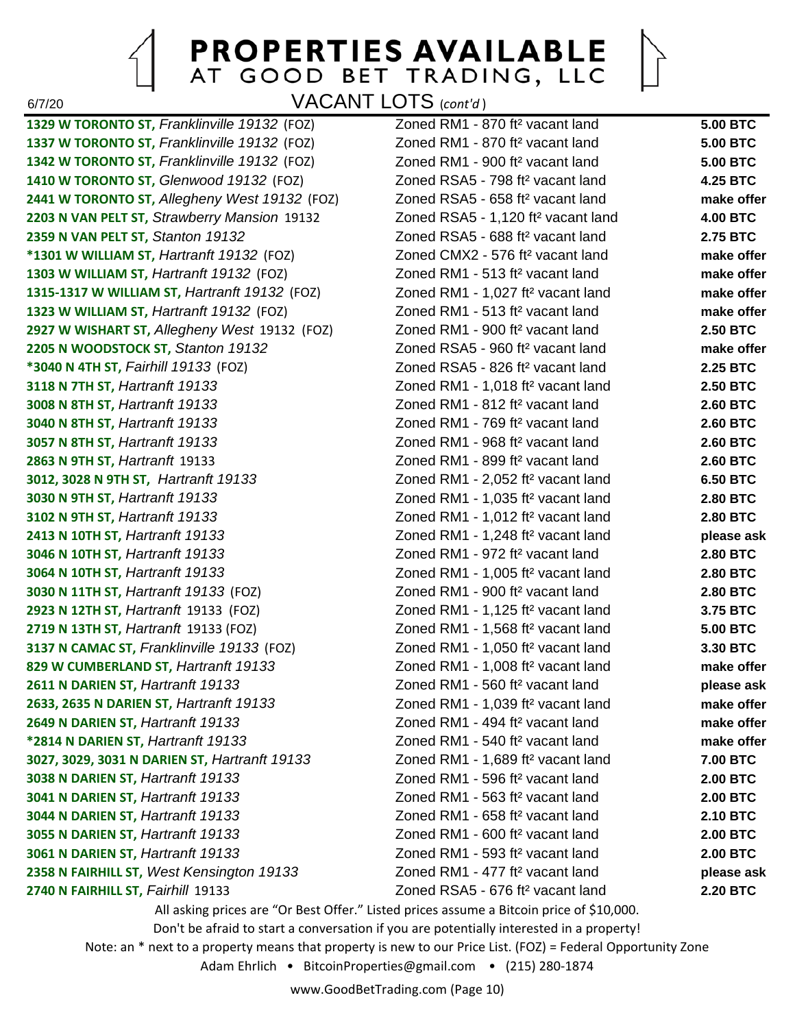# PROPERTIES AVAILABLE AT GOOD BET TRADING, LLC

6/7/20

## VACANT LOTS (*cont'd*)

| Property | Description | Price |
|---|---|---|
| **1329 W TORONTO ST,** *Franklinville 19132* (FOZ) | Zoned RM1 - 870 ft² vacant land | **5.00 BTC** |
| **1337 W TORONTO ST,** *Franklinville 19132* (FOZ) | Zoned RM1 - 870 ft² vacant land | **5.00 BTC** |
| **1342 W TORONTO ST,** *Franklinville 19132* (FOZ) | Zoned RM1 - 900 ft² vacant land | **5.00 BTC** |
| **1410 W TORONTO ST,** *Glenwood 19132* (FOZ) | Zoned RSA5 - 798 ft² vacant land | **4.25 BTC** |
| **2441 W TORONTO ST,** *Allegheny West 19132* (FOZ) | Zoned RSA5 - 658 ft² vacant land | **make offer** |
| **2203 N VAN PELT ST,** *Strawberry Mansion* 19132 | Zoned RSA5 - 1,120 ft² vacant land | **4.00 BTC** |
| **2359 N VAN PELT ST,** *Stanton 19132* | Zoned RSA5 - 688 ft² vacant land | **2.75 BTC** |
| ***1301 W WILLIAM ST,** *Hartranft 19132* (FOZ) | Zoned CMX2 - 576 ft² vacant land | **make offer** |
| **1303 W WILLIAM ST,** *Hartranft 19132* (FOZ) | Zoned RM1 - 513 ft² vacant land | **make offer** |
| **1315-1317 W WILLIAM ST,** *Hartranft 19132* (FOZ) | Zoned RM1 - 1,027 ft² vacant land | **make offer** |
| **1323 W WILLIAM ST,** *Hartranft 19132* (FOZ) | Zoned RM1 - 513 ft² vacant land | **make offer** |
| **2927 W WISHART ST,** *Allegheny West* 19132 (FOZ) | Zoned RM1 - 900 ft² vacant land | **2.50 BTC** |
| **2205 N WOODSTOCK ST,** *Stanton 19132* | Zoned RSA5 - 960 ft² vacant land | **make offer** |
| ***3040 N 4TH ST,** *Fairhill 19133* (FOZ) | Zoned RSA5 - 826 ft² vacant land | **2.25 BTC** |
| **3118 N 7TH ST,** *Hartranft 19133* | Zoned RM1 - 1,018 ft² vacant land | **2.50 BTC** |
| **3008 N 8TH ST,** *Hartranft 19133* | Zoned RM1 - 812 ft² vacant land | **2.60 BTC** |
| **3040 N 8TH ST,** *Hartranft 19133* | Zoned RM1 - 769 ft² vacant land | **2.60 BTC** |
| **3057 N 8TH ST,** *Hartranft 19133* | Zoned RM1 - 968 ft² vacant land | **2.60 BTC** |
| **2863 N 9TH ST,** *Hartranft* 19133 | Zoned RM1 - 899 ft² vacant land | **2.60 BTC** |
| **3012, 3028 N 9TH ST,** *Hartranft 19133* | Zoned RM1 - 2,052 ft² vacant land | **6.50 BTC** |
| **3030 N 9TH ST,** *Hartranft 19133* | Zoned RM1 - 1,035 ft² vacant land | **2.80 BTC** |
| **3102 N 9TH ST,** *Hartranft 19133* | Zoned RM1 - 1,012 ft² vacant land | **2.80 BTC** |
| **2413 N 10TH ST,** *Hartranft 19133* | Zoned RM1 - 1,248 ft² vacant land | **please ask** |
| **3046 N 10TH ST,** *Hartranft 19133* | Zoned RM1 - 972 ft² vacant land | **2.80 BTC** |
| **3064 N 10TH ST,** *Hartranft 19133* | Zoned RM1 - 1,005 ft² vacant land | **2.80 BTC** |
| **3030 N 11TH ST,** *Hartranft 19133* (FOZ) | Zoned RM1 - 900 ft² vacant land | **2.80 BTC** |
| **2923 N 12TH ST,** *Hartranft* 19133 (FOZ) | Zoned RM1 - 1,125 ft² vacant land | **3.75 BTC** |
| **2719 N 13TH ST,** *Hartranft* 19133 (FOZ) | Zoned RM1 - 1,568 ft² vacant land | **5.00 BTC** |
| **3137 N CAMAC ST,** *Franklinville 19133* (FOZ) | Zoned RM1 - 1,050 ft² vacant land | **3.30 BTC** |
| **829 W CUMBERLAND ST,** *Hartranft 19133* | Zoned RM1 - 1,008 ft² vacant land | **make offer** |
| **2611 N DARIEN ST,** *Hartranft 19133* | Zoned RM1 - 560 ft² vacant land | **please ask** |
| **2633, 2635 N DARIEN ST,** *Hartranft 19133* | Zoned RM1 - 1,039 ft² vacant land | **make offer** |
| **2649 N DARIEN ST,** *Hartranft 19133* | Zoned RM1 - 494 ft² vacant land | **make offer** |
| ***2814 N DARIEN ST,** *Hartranft 19133* | Zoned RM1 - 540 ft² vacant land | **make offer** |
| **3027, 3029, 3031 N DARIEN ST,** *Hartranft 19133* | Zoned RM1 - 1,689 ft² vacant land | **7.00 BTC** |
| **3038 N DARIEN ST,** *Hartranft 19133* | Zoned RM1 - 596 ft² vacant land | **2.00 BTC** |
| **3041 N DARIEN ST,** *Hartranft 19133* | Zoned RM1 - 563 ft² vacant land | **2.00 BTC** |
| **3044 N DARIEN ST,** *Hartranft 19133* | Zoned RM1 - 658 ft² vacant land | **2.10 BTC** |
| **3055 N DARIEN ST,** *Hartranft 19133* | Zoned RM1 - 600 ft² vacant land | **2.00 BTC** |
| **3061 N DARIEN ST,** *Hartranft 19133* | Zoned RM1 - 593 ft² vacant land | **2.00 BTC** |
| **2358 N FAIRHILL ST,** *West Kensington 19133* | Zoned RM1 - 477 ft² vacant land | **please ask** |
| **2740 N FAIRHILL ST,** *Fairhill* 19133 | Zoned RSA5 - 676 ft² vacant land | **2.20 BTC** |

All asking prices are "Or Best Offer." Listed prices assume a Bitcoin price of $10,000.

Don't be afraid to start a conversation if you are potentially interested in a property!

Note: an * next to a property means that property is new to our Price List. (FOZ) = Federal Opportunity Zone

Adam Ehrlich • BitcoinProperties@gmail.com • (215) 280-1874

www.GoodBetTrading.com (Page 10)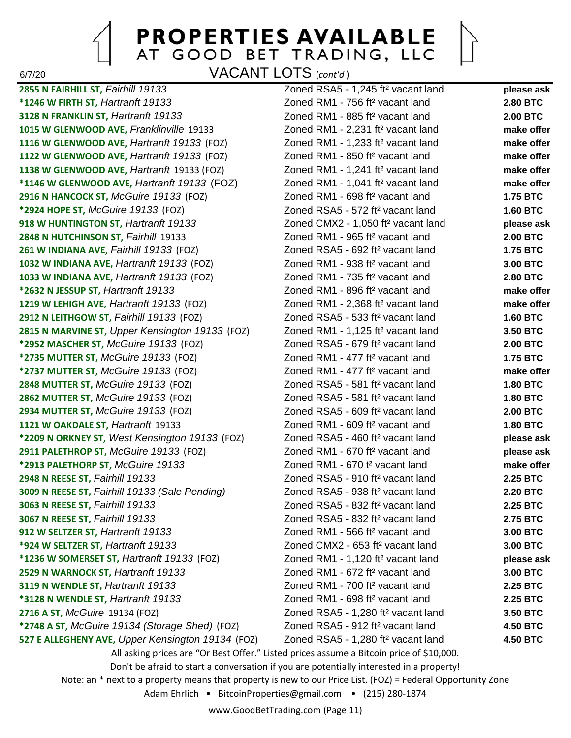# PROPERTIES AVAILABLE AT GOOD BET TRADING, LLC

6/7/20

## VACANT LOTS (*cont'd*)

| Property | Description | Price |
|---|---|---|
| **2855 N FAIRHILL ST,** *Fairhill 19133* | Zoned RSA5 - 1,245 ft² vacant land | **please ask** |
| ***1246 W FIRTH ST,** *Hartranft 19133* | Zoned RM1 - 756 ft² vacant land | **2.80 BTC** |
| **3128 N FRANKLIN ST,** *Hartranft 19133* | Zoned RM1 - 885 ft² vacant land | **2.00 BTC** |
| **1015 W GLENWOOD AVE,** *Franklinville* 19133 | Zoned RM1 - 2,231 ft² vacant land | **make offer** |
| **1116 W GLENWOOD AVE,** *Hartranft 19133* (FOZ) | Zoned RM1 - 1,233 ft² vacant land | **make offer** |
| **1122 W GLENWOOD AVE,** *Hartranft 19133* (FOZ) | Zoned RM1 - 850 ft² vacant land | **make offer** |
| **1138 W GLENWOOD AVE,** *Hartranft* 19133 (FOZ) | Zoned RM1 - 1,241 ft² vacant land | **make offer** |
| ***1146 W GLENWOOD AVE,** *Hartranft 19133* (FOZ) | Zoned RM1 - 1,041 ft² vacant land | **make offer** |
| **2916 N HANCOCK ST,** *McGuire 19133* (FOZ) | Zoned RM1 - 698 ft² vacant land | **1.75 BTC** |
| ***2924 HOPE ST,** *McGuire 19133* (FOZ) | Zoned RSA5 - 572 ft² vacant land | **1.60 BTC** |
| **918 W HUNTINGTON ST,** *Hartranft 19133* | Zoned CMX2 - 1,050 ft² vacant land | **please ask** |
| **2848 N HUTCHINSON ST,** *Fairhill* 19133 | Zoned RM1 - 965 ft² vacant land | **2.00 BTC** |
| **261 W INDIANA AVE,** *Fairhill 19133* (FOZ) | Zoned RSA5 - 692 ft² vacant land | **1.75 BTC** |
| **1032 W INDIANA AVE,** *Hartranft 19133* (FOZ) | Zoned RM1 - 938 ft² vacant land | **3.00 BTC** |
| **1033 W INDIANA AVE,** *Hartranft 19133* (FOZ) | Zoned RM1 - 735 ft² vacant land | **2.80 BTC** |
| ***2632 N JESSUP ST,** *Hartranft 19133* | Zoned RM1 - 896 ft² vacant land | **make offer** |
| **1219 W LEHIGH AVE,** *Hartranft 19133* (FOZ) | Zoned RM1 - 2,368 ft² vacant land | **make offer** |
| **2912 N LEITHGOW ST,** *Fairhill 19133* (FOZ) | Zoned RSA5 - 533 ft² vacant land | **1.60 BTC** |
| **2815 N MARVINE ST,** *Upper Kensington 19133* (FOZ) | Zoned RM1 - 1,125 ft² vacant land | **3.50 BTC** |
| ***2952 MASCHER ST,** *McGuire 19133* (FOZ) | Zoned RSA5 - 679 ft² vacant land | **2.00 BTC** |
| ***2735 MUTTER ST,** *McGuire 19133* (FOZ) | Zoned RM1 - 477 ft² vacant land | **1.75 BTC** |
| ***2737 MUTTER ST,** *McGuire 19133* (FOZ) | Zoned RM1 - 477 ft² vacant land | **make offer** |
| **2848 MUTTER ST,** *McGuire 19133* (FOZ) | Zoned RSA5 - 581 ft² vacant land | **1.80 BTC** |
| **2862 MUTTER ST,** *McGuire 19133* (FOZ) | Zoned RSA5 - 581 ft² vacant land | **1.80 BTC** |
| **2934 MUTTER ST,** *McGuire 19133* (FOZ) | Zoned RSA5 - 609 ft² vacant land | **2.00 BTC** |
| **1121 W OAKDALE ST,** *Hartranft* 19133 | Zoned RM1 - 609 ft² vacant land | **1.80 BTC** |
| ***2209 N ORKNEY ST,** *West Kensington 19133* (FOZ) | Zoned RSA5 - 460 ft² vacant land | **please ask** |
| **2911 PALETHROP ST,** *McGuire 19133* (FOZ) | Zoned RM1 - 670 ft² vacant land | **please ask** |
| ***2913 PALETHORP ST,** *McGuire 19133* | Zoned RM1 - 670 t² vacant land | **make offer** |
| **2948 N REESE ST,** *Fairhill 19133* | Zoned RSA5 - 910 ft² vacant land | **2.25 BTC** |
| **3009 N REESE ST,** *Fairhill 19133 (Sale Pending)* | Zoned RSA5 - 938 ft² vacant land | **2.20 BTC** |
| **3063 N REESE ST,** *Fairhill 19133* | Zoned RSA5 - 832 ft² vacant land | **2.25 BTC** |
| **3067 N REESE ST,** *Fairhill 19133* | Zoned RSA5 - 832 ft² vacant land | **2.75 BTC** |
| **912 W SELTZER ST,** *Hartranft 19133* | Zoned RM1 - 566 ft² vacant land | **3.00 BTC** |
| ***924 W SELTZER ST,** *Hartranft 19133* | Zoned CMX2 - 653 ft² vacant land | **3.00 BTC** |
| ***1236 W SOMERSET ST,** *Hartranft 19133* (FOZ) | Zoned RM1 - 1,120 ft² vacant land | **please ask** |
| **2529 N WARNOCK ST,** *Hartranft 19133* | Zoned RM1 - 672 ft² vacant land | **3.00 BTC** |
| **3119 N WENDLE ST,** *Hartranft 19133* | Zoned RM1 - 700 ft² vacant land | **2.25 BTC** |
| ***3128 N WENDLE ST,** *Hartranft 19133* | Zoned RM1 - 698 ft² vacant land | **2.25 BTC** |
| **2716 A ST,** *McGuire* 19134 (FOZ) | Zoned RSA5 - 1,280 ft² vacant land | **3.50 BTC** |
| ***2748 A ST,** *McGuire 19134 (Storage Shed)* (FOZ) | Zoned RSA5 - 912 ft² vacant land | **4.50 BTC** |
| **527 E ALLEGHENY AVE,** *Upper Kensington 19134* (FOZ) | Zoned RSA5 - 1,280 ft² vacant land | **4.50 BTC** |

All asking prices are "Or Best Offer." Listed prices assume a Bitcoin price of $10,000.

Don't be afraid to start a conversation if you are potentially interested in a property!

Note: an * next to a property means that property is new to our Price List. (FOZ) = Federal Opportunity Zone

Adam Ehrlich • BitcoinProperties@gmail.com • (215) 280-1874

www.GoodBetTrading.com (Page 11)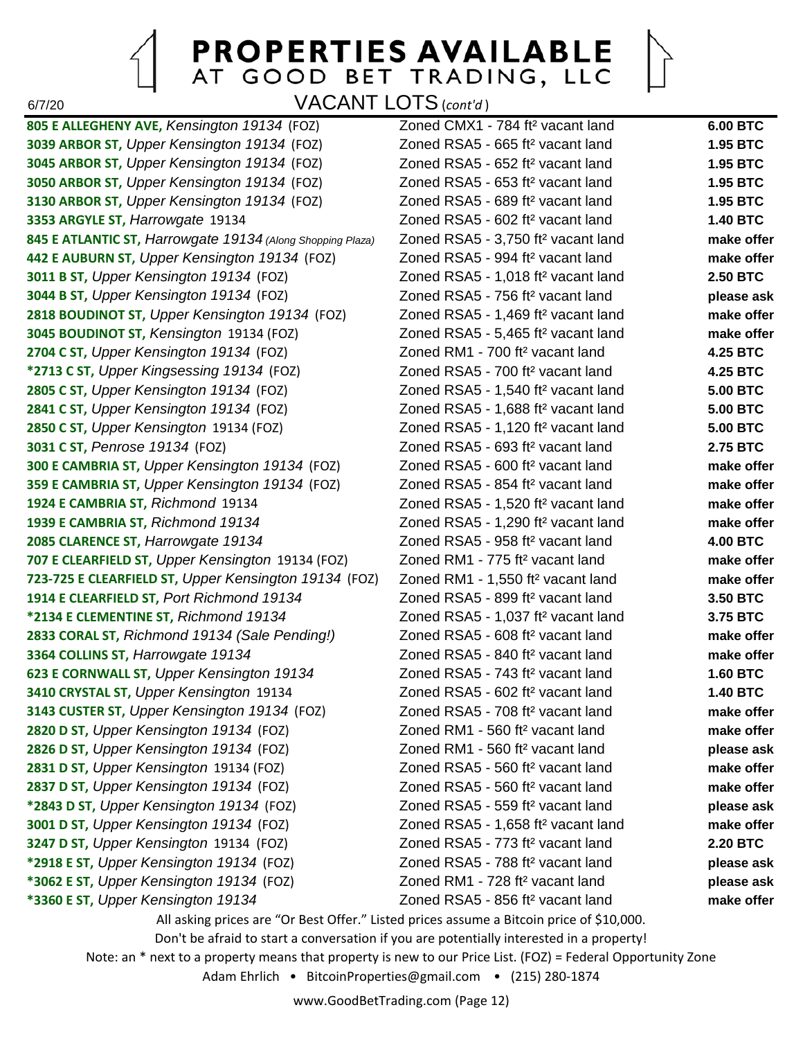# PROPERTIES AVAILABLE AT GOOD BET TRADING, LLC

6/7/20

## VACANT LOTS *(cont'd)*

| Property | Description | Price |
|---|---|---|
| **805 E ALLEGHENY AVE,** *Kensington 19134* (FOZ) | Zoned CMX1 - 784 ft² vacant land | **6.00 BTC** |
| **3039 ARBOR ST,** *Upper Kensington 19134* (FOZ) | Zoned RSA5 - 665 ft² vacant land | **1.95 BTC** |
| **3045 ARBOR ST,** *Upper Kensington 19134* (FOZ) | Zoned RSA5 - 652 ft² vacant land | **1.95 BTC** |
| **3050 ARBOR ST,** *Upper Kensington 19134* (FOZ) | Zoned RSA5 - 653 ft² vacant land | **1.95 BTC** |
| **3130 ARBOR ST,** *Upper Kensington 19134* (FOZ) | Zoned RSA5 - 689 ft² vacant land | **1.95 BTC** |
| **3353 ARGYLE ST,** *Harrowgate* 19134 | Zoned RSA5 - 602 ft² vacant land | **1.40 BTC** |
| **845 E ATLANTIC ST,** *Harrowgate 19134 (Along Shopping Plaza)* | Zoned RSA5 - 3,750 ft² vacant land | **make offer** |
| **442 E AUBURN ST,** *Upper Kensington 19134* (FOZ) | Zoned RSA5 - 994 ft² vacant land | **make offer** |
| **3011 B ST,** *Upper Kensington 19134* (FOZ) | Zoned RSA5 - 1,018 ft² vacant land | **2.50 BTC** |
| **3044 B ST,** *Upper Kensington 19134* (FOZ) | Zoned RSA5 - 756 ft² vacant land | **please ask** |
| **2818 BOUDINOT ST,** *Upper Kensington 19134* (FOZ) | Zoned RSA5 - 1,469 ft² vacant land | **make offer** |
| **3045 BOUDINOT ST,** *Kensington* 19134 (FOZ) | Zoned RSA5 - 5,465 ft² vacant land | **make offer** |
| **2704 C ST,** *Upper Kensington 19134* (FOZ) | Zoned RM1 - 700 ft² vacant land | **4.25 BTC** |
| ***2713 C ST,** *Upper Kingsessing 19134* (FOZ) | Zoned RSA5 - 700 ft² vacant land | **4.25 BTC** |
| **2805 C ST,** *Upper Kensington 19134* (FOZ) | Zoned RSA5 - 1,540 ft² vacant land | **5.00 BTC** |
| **2841 C ST,** *Upper Kensington 19134* (FOZ) | Zoned RSA5 - 1,688 ft² vacant land | **5.00 BTC** |
| **2850 C ST,** *Upper Kensington* 19134 (FOZ) | Zoned RSA5 - 1,120 ft² vacant land | **5.00 BTC** |
| **3031 C ST,** *Penrose 19134* (FOZ) | Zoned RSA5 - 693 ft² vacant land | **2.75 BTC** |
| **300 E CAMBRIA ST,** *Upper Kensington 19134* (FOZ) | Zoned RSA5 - 600 ft² vacant land | **make offer** |
| **359 E CAMBRIA ST,** *Upper Kensington 19134* (FOZ) | Zoned RSA5 - 854 ft² vacant land | **make offer** |
| **1924 E CAMBRIA ST,** *Richmond* 19134 | Zoned RSA5 - 1,520 ft² vacant land | **make offer** |
| **1939 E CAMBRIA ST,** *Richmond 19134* | Zoned RSA5 - 1,290 ft² vacant land | **make offer** |
| **2085 CLARENCE ST,** *Harrowgate 19134* | Zoned RSA5 - 958 ft² vacant land | **4.00 BTC** |
| **707 E CLEARFIELD ST,** *Upper Kensington* 19134 (FOZ) | Zoned RM1 - 775 ft² vacant land | **make offer** |
| **723-725 E CLEARFIELD ST,** *Upper Kensington 19134* (FOZ) | Zoned RM1 - 1,550 ft² vacant land | **make offer** |
| **1914 E CLEARFIELD ST,** *Port Richmond 19134* | Zoned RSA5 - 899 ft² vacant land | **3.50 BTC** |
| ***2134 E CLEMENTINE ST,** *Richmond 19134* | Zoned RSA5 - 1,037 ft² vacant land | **3.75 BTC** |
| **2833 CORAL ST,** *Richmond 19134 (Sale Pending!)* | Zoned RSA5 - 608 ft² vacant land | **make offer** |
| **3364 COLLINS ST,** *Harrowgate 19134* | Zoned RSA5 - 840 ft² vacant land | **make offer** |
| **623 E CORNWALL ST,** *Upper Kensington 19134* | Zoned RSA5 - 743 ft² vacant land | **1.60 BTC** |
| **3410 CRYSTAL ST,** *Upper Kensington* 19134 | Zoned RSA5 - 602 ft² vacant land | **1.40 BTC** |
| **3143 CUSTER ST,** *Upper Kensington 19134* (FOZ) | Zoned RSA5 - 708 ft² vacant land | **make offer** |
| **2820 D ST,** *Upper Kensington 19134* (FOZ) | Zoned RM1 - 560 ft² vacant land | **make offer** |
| **2826 D ST,** *Upper Kensington 19134* (FOZ) | Zoned RM1 - 560 ft² vacant land | **please ask** |
| **2831 D ST,** *Upper Kensington* 19134 (FOZ) | Zoned RSA5 - 560 ft² vacant land | **make offer** |
| **2837 D ST,** *Upper Kensington 19134* (FOZ) | Zoned RSA5 - 560 ft² vacant land | **make offer** |
| ***2843 D ST,** *Upper Kensington 19134* (FOZ) | Zoned RSA5 - 559 ft² vacant land | **please ask** |
| **3001 D ST,** *Upper Kensington 19134* (FOZ) | Zoned RSA5 - 1,658 ft² vacant land | **make offer** |
| **3247 D ST,** *Upper Kensington* 19134 (FOZ) | Zoned RSA5 - 773 ft² vacant land | **2.20 BTC** |
| ***2918 E ST,** *Upper Kensington 19134* (FOZ) | Zoned RSA5 - 788 ft² vacant land | **please ask** |
| ***3062 E ST,** *Upper Kensington 19134* (FOZ) | Zoned RM1 - 728 ft² vacant land | **please ask** |
| ***3360 E ST,** *Upper Kensington 19134* | Zoned RSA5 - 856 ft² vacant land | **make offer** |

All asking prices are "Or Best Offer." Listed prices assume a Bitcoin price of $10,000.

Don't be afraid to start a conversation if you are potentially interested in a property!

Note: an * next to a property means that property is new to our Price List. (FOZ) = Federal Opportunity Zone

Adam Ehrlich • BitcoinProperties@gmail.com • (215) 280-1874

www.GoodBetTrading.com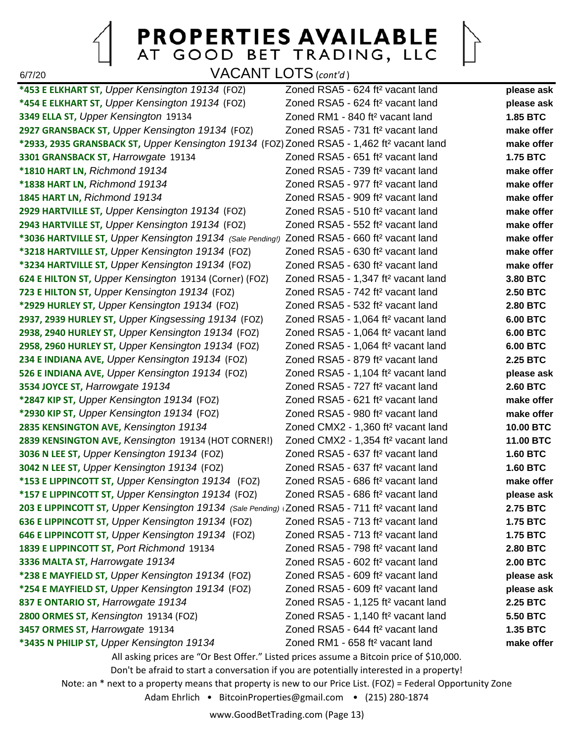# PROPERTIES AVAILABLE AT GOOD BET TRADING, LLC

6/7/20

## VACANT LOTS (*cont'd*)

| Property | Description | Price |
|---|---|---|
| **\*453 E ELKHART ST,** *Upper Kensington 19134* (FOZ) | Zoned RSA5 - 624 ft² vacant land | **please ask** |
| **\*454 E ELKHART ST,** *Upper Kensington 19134* (FOZ) | Zoned RSA5 - 624 ft² vacant land | **please ask** |
| **3349 ELLA ST,** *Upper Kensington* 19134 | Zoned RM1 - 840 ft² vacant land | **1.85 BTC** |
| **2927 GRANSBACK ST,** *Upper Kensington 19134* (FOZ) | Zoned RSA5 - 731 ft² vacant land | **make offer** |
| **\*2933, 2935 GRANSBACK ST,** *Upper Kensington 19134* (FOZ) | Zoned RSA5 - 1,462 ft² vacant land | **make offer** |
| **3301 GRANSBACK ST,** *Harrowgate* 19134 | Zoned RSA5 - 651 ft² vacant land | **1.75 BTC** |
| **\*1810 HART LN,** *Richmond 19134* | Zoned RSA5 - 739 ft² vacant land | **make offer** |
| **\*1838 HART LN,** *Richmond 19134* | Zoned RSA5 - 977 ft² vacant land | **make offer** |
| **1845 HART LN,** *Richmond 19134* | Zoned RSA5 - 909 ft² vacant land | **make offer** |
| **2929 HARTVILLE ST,** *Upper Kensington 19134* (FOZ) | Zoned RSA5 - 510 ft² vacant land | **make offer** |
| **2943 HARTVILLE ST,** *Upper Kensington 19134* (FOZ) | Zoned RSA5 - 552 ft² vacant land | **make offer** |
| **\*3036 HARTVILLE ST,** *Upper Kensington 19134* *(Sale Pending!)* | Zoned RSA5 - 660 ft² vacant land | **make offer** |
| **\*3218 HARTVILLE ST,** *Upper Kensington 19134* (FOZ) | Zoned RSA5 - 630 ft² vacant land | **make offer** |
| **\*3234 HARTVILLE ST,** *Upper Kensington 19134* (FOZ) | Zoned RSA5 - 630 ft² vacant land | **make offer** |
| **624 E HILTON ST,** *Upper Kensington* 19134 (Corner) (FOZ) | Zoned RSA5 - 1,347 ft² vacant land | **3.80 BTC** |
| **723 E HILTON ST,** *Upper Kensington 19134* (FOZ) | Zoned RSA5 - 742 ft² vacant land | **2.50 BTC** |
| **\*2929 HURLEY ST,** *Upper Kensington 19134* (FOZ) | Zoned RSA5 - 532 ft² vacant land | **2.80 BTC** |
| **2937, 2939 HURLEY ST,** *Upper Kingsessing 19134* (FOZ) | Zoned RSA5 - 1,064 ft² vacant land | **6.00 BTC** |
| **2938, 2940 HURLEY ST,** *Upper Kensington 19134* (FOZ) | Zoned RSA5 - 1,064 ft² vacant land | **6.00 BTC** |
| **2958, 2960 HURLEY ST,** *Upper Kensington 19134* (FOZ) | Zoned RSA5 - 1,064 ft² vacant land | **6.00 BTC** |
| **234 E INDIANA AVE,** *Upper Kensington 19134* (FOZ) | Zoned RSA5 - 879 ft² vacant land | **2.25 BTC** |
| **526 E INDIANA AVE,** *Upper Kensington 19134* (FOZ) | Zoned RSA5 - 1,104 ft² vacant land | **please ask** |
| **3534 JOYCE ST,** *Harrowgate 19134* | Zoned RSA5 - 727 ft² vacant land | **2.60 BTC** |
| **\*2847 KIP ST,** *Upper Kensington 19134* (FOZ) | Zoned RSA5 - 621 ft² vacant land | **make offer** |
| **\*2930 KIP ST,** *Upper Kensington 19134* (FOZ) | Zoned RSA5 - 980 ft² vacant land | **make offer** |
| **2835 KENSINGTON AVE,** *Kensington 19134* | Zoned CMX2 - 1,360 ft² vacant land | **10.00 BTC** |
| **2839 KENSINGTON AVE,** *Kensington* 19134 (HOT CORNER!) | Zoned CMX2 - 1,354 ft² vacant land | **11.00 BTC** |
| **3036 N LEE ST,** *Upper Kensington 19134* (FOZ) | Zoned RSA5 - 637 ft² vacant land | **1.60 BTC** |
| **3042 N LEE ST,** *Upper Kensington 19134* (FOZ) | Zoned RSA5 - 637 ft² vacant land | **1.60 BTC** |
| **\*153 E LIPPINCOTT ST,** *Upper Kensington 19134* (FOZ) | Zoned RSA5 - 686 ft² vacant land | **make offer** |
| **\*157 E LIPPINCOTT ST,** *Upper Kensington 19134* (FOZ) | Zoned RSA5 - 686 ft² vacant land | **please ask** |
| **203 E LIPPINCOTT ST,** *Upper Kensington 19134* *(Sale Pending)* | Zoned RSA5 - 711 ft² vacant land | **2.75 BTC** |
| **636 E LIPPINCOTT ST,** *Upper Kensington 19134* (FOZ) | Zoned RSA5 - 713 ft² vacant land | **1.75 BTC** |
| **646 E LIPPINCOTT ST,** *Upper Kensington 19134* (FOZ) | Zoned RSA5 - 713 ft² vacant land | **1.75 BTC** |
| **1839 E LIPPINCOTT ST,** *Port Richmond* 19134 | Zoned RSA5 - 798 ft² vacant land | **2.80 BTC** |
| **3336 MALTA ST,** *Harrowgate 19134* | Zoned RSA5 - 602 ft² vacant land | **2.00 BTC** |
| **\*238 E MAYFIELD ST,** *Upper Kensington 19134* (FOZ) | Zoned RSA5 - 609 ft² vacant land | **please ask** |
| **\*254 E MAYFIELD ST,** *Upper Kensington 19134* (FOZ) | Zoned RSA5 - 609 ft² vacant land | **please ask** |
| **837 E ONTARIO ST,** *Harrowgate 19134* | Zoned RSA5 - 1,125 ft² vacant land | **2.25 BTC** |
| **2800 ORMES ST,** *Kensington* 19134 (FOZ) | Zoned RSA5 - 1,140 ft² vacant land | **5.50 BTC** |
| **3457 ORMES ST,** *Harrowgate* 19134 | Zoned RSA5 - 644 ft² vacant land | **1.35 BTC** |
| **\*3435 N PHILIP ST,** *Upper Kensington 19134* | Zoned RM1 - 658 ft² vacant land | **make offer** |

All asking prices are "Or Best Offer." Listed prices assume a Bitcoin price of $10,000.

Don't be afraid to start a conversation if you are potentially interested in a property!

Note: an * next to a property means that property is new to our Price List. (FOZ) = Federal Opportunity Zone

Adam Ehrlich • BitcoinProperties@gmail.com • (215) 280-1874

www.GoodBetTrading.com (Page 13)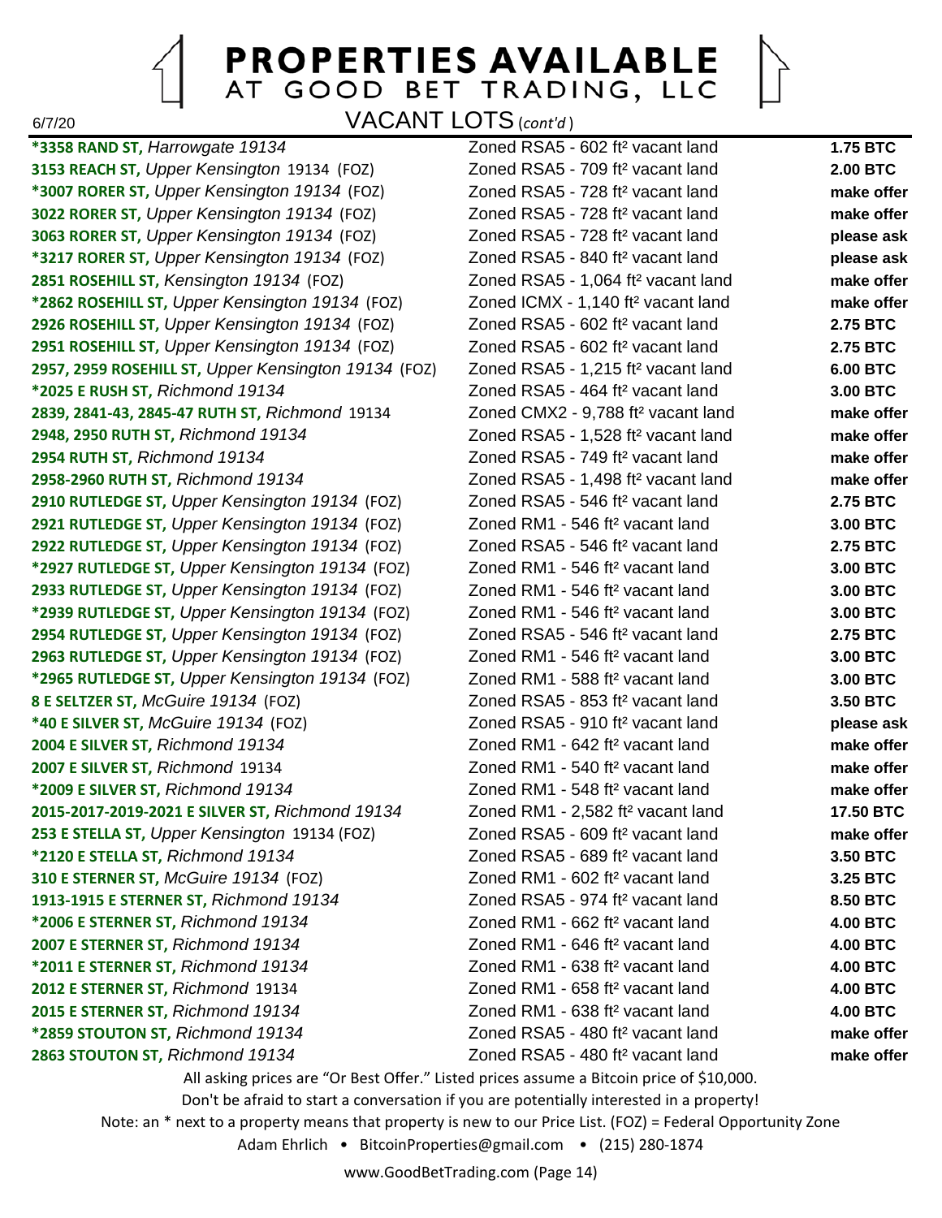# PROPERTIES AVAILABLE
## AT GOOD BET TRADING, LLC

6/7/20

### VACANT LOTS (*cont'd*)

| Property | Description | Price |
|---|---|---|
| ***3358 RAND ST,** *Harrowgate 19134* | Zoned RSA5 - 602 ft² vacant land | **1.75 BTC** |
| **3153 REACH ST,** *Upper Kensington* 19134 (FOZ) | Zoned RSA5 - 709 ft² vacant land | **2.00 BTC** |
| ***3007 RORER ST,** *Upper Kensington 19134* (FOZ) | Zoned RSA5 - 728 ft² vacant land | **make offer** |
| **3022 RORER ST,** *Upper Kensington 19134* (FOZ) | Zoned RSA5 - 728 ft² vacant land | **make offer** |
| **3063 RORER ST,** *Upper Kensington 19134* (FOZ) | Zoned RSA5 - 728 ft² vacant land | **please ask** |
| ***3217 RORER ST,** *Upper Kensington 19134* (FOZ) | Zoned RSA5 - 840 ft² vacant land | **please ask** |
| **2851 ROSEHILL ST,** *Kensington 19134* (FOZ) | Zoned RSA5 - 1,064 ft² vacant land | **make offer** |
| ***2862 ROSEHILL ST,** *Upper Kensington 19134* (FOZ) | Zoned ICMX - 1,140 ft² vacant land | **make offer** |
| **2926 ROSEHILL ST,** *Upper Kensington 19134* (FOZ) | Zoned RSA5 - 602 ft² vacant land | **2.75 BTC** |
| **2951 ROSEHILL ST,** *Upper Kensington 19134* (FOZ) | Zoned RSA5 - 602 ft² vacant land | **2.75 BTC** |
| **2957, 2959 ROSEHILL ST,** *Upper Kensington 19134* (FOZ) | Zoned RSA5 - 1,215 ft² vacant land | **6.00 BTC** |
| ***2025 E RUSH ST,** *Richmond 19134* | Zoned RSA5 - 464 ft² vacant land | **3.00 BTC** |
| **2839, 2841-43, 2845-47 RUTH ST,** *Richmond* 19134 | Zoned CMX2 - 9,788 ft² vacant land | **make offer** |
| **2948, 2950 RUTH ST,** *Richmond 19134* | Zoned RSA5 - 1,528 ft² vacant land | **make offer** |
| **2954 RUTH ST,** *Richmond 19134* | Zoned RSA5 - 749 ft² vacant land | **make offer** |
| **2958-2960 RUTH ST,** *Richmond 19134* | Zoned RSA5 - 1,498 ft² vacant land | **make offer** |
| **2910 RUTLEDGE ST,** *Upper Kensington 19134* (FOZ) | Zoned RSA5 - 546 ft² vacant land | **2.75 BTC** |
| **2921 RUTLEDGE ST,** *Upper Kensington 19134* (FOZ) | Zoned RM1 - 546 ft² vacant land | **3.00 BTC** |
| **2922 RUTLEDGE ST,** *Upper Kensington 19134* (FOZ) | Zoned RSA5 - 546 ft² vacant land | **2.75 BTC** |
| ***2927 RUTLEDGE ST,** *Upper Kensington 19134* (FOZ) | Zoned RM1 - 546 ft² vacant land | **3.00 BTC** |
| **2933 RUTLEDGE ST,** *Upper Kensington 19134* (FOZ) | Zoned RM1 - 546 ft² vacant land | **3.00 BTC** |
| ***2939 RUTLEDGE ST,** *Upper Kensington 19134* (FOZ) | Zoned RM1 - 546 ft² vacant land | **3.00 BTC** |
| **2954 RUTLEDGE ST,** *Upper Kensington 19134* (FOZ) | Zoned RSA5 - 546 ft² vacant land | **2.75 BTC** |
| **2963 RUTLEDGE ST,** *Upper Kensington 19134* (FOZ) | Zoned RM1 - 546 ft² vacant land | **3.00 BTC** |
| ***2965 RUTLEDGE ST,** *Upper Kensington 19134* (FOZ) | Zoned RM1 - 588 ft² vacant land | **3.00 BTC** |
| **8 E SELTZER ST,** *McGuire 19134* (FOZ) | Zoned RSA5 - 853 ft² vacant land | **3.50 BTC** |
| ***40 E SILVER ST,** *McGuire 19134* (FOZ) | Zoned RSA5 - 910 ft² vacant land | **please ask** |
| **2004 E SILVER ST,** *Richmond 19134* | Zoned RM1 - 642 ft² vacant land | **make offer** |
| **2007 E SILVER ST,** *Richmond* 19134 | Zoned RM1 - 540 ft² vacant land | **make offer** |
| ***2009 E SILVER ST,** *Richmond 19134* | Zoned RM1 - 548 ft² vacant land | **make offer** |
| **2015-2017-2019-2021 E SILVER ST,** *Richmond 19134* | Zoned RM1 - 2,582 ft² vacant land | **17.50 BTC** |
| **253 E STELLA ST,** *Upper Kensington* 19134 (FOZ) | Zoned RSA5 - 609 ft² vacant land | **make offer** |
| ***2120 E STELLA ST,** *Richmond 19134* | Zoned RSA5 - 689 ft² vacant land | **3.50 BTC** |
| **310 E STERNER ST,** *McGuire 19134* (FOZ) | Zoned RM1 - 602 ft² vacant land | **3.25 BTC** |
| **1913-1915 E STERNER ST,** *Richmond 19134* | Zoned RSA5 - 974 ft² vacant land | **8.50 BTC** |
| ***2006 E STERNER ST,** *Richmond 19134* | Zoned RM1 - 662 ft² vacant land | **4.00 BTC** |
| **2007 E STERNER ST,** *Richmond 19134* | Zoned RM1 - 646 ft² vacant land | **4.00 BTC** |
| ***2011 E STERNER ST,** *Richmond 19134* | Zoned RM1 - 638 ft² vacant land | **4.00 BTC** |
| **2012 E STERNER ST,** *Richmond* 19134 | Zoned RM1 - 658 ft² vacant land | **4.00 BTC** |
| **2015 E STERNER ST,** *Richmond 19134* | Zoned RM1 - 638 ft² vacant land | **4.00 BTC** |
| ***2859 STOUTON ST,** *Richmond 19134* | Zoned RSA5 - 480 ft² vacant land | **make offer** |
| **2863 STOUTON ST,** *Richmond 19134* | Zoned RSA5 - 480 ft² vacant land | **make offer** |

All asking prices are "Or Best Offer." Listed prices assume a Bitcoin price of $10,000.

Don't be afraid to start a conversation if you are potentially interested in a property!

Note: an * next to a property means that property is new to our Price List. (FOZ) = Federal Opportunity Zone

Adam Ehrlich • BitcoinProperties@gmail.com • (215) 280-1874

www.GoodBetTrading.com (Page 14)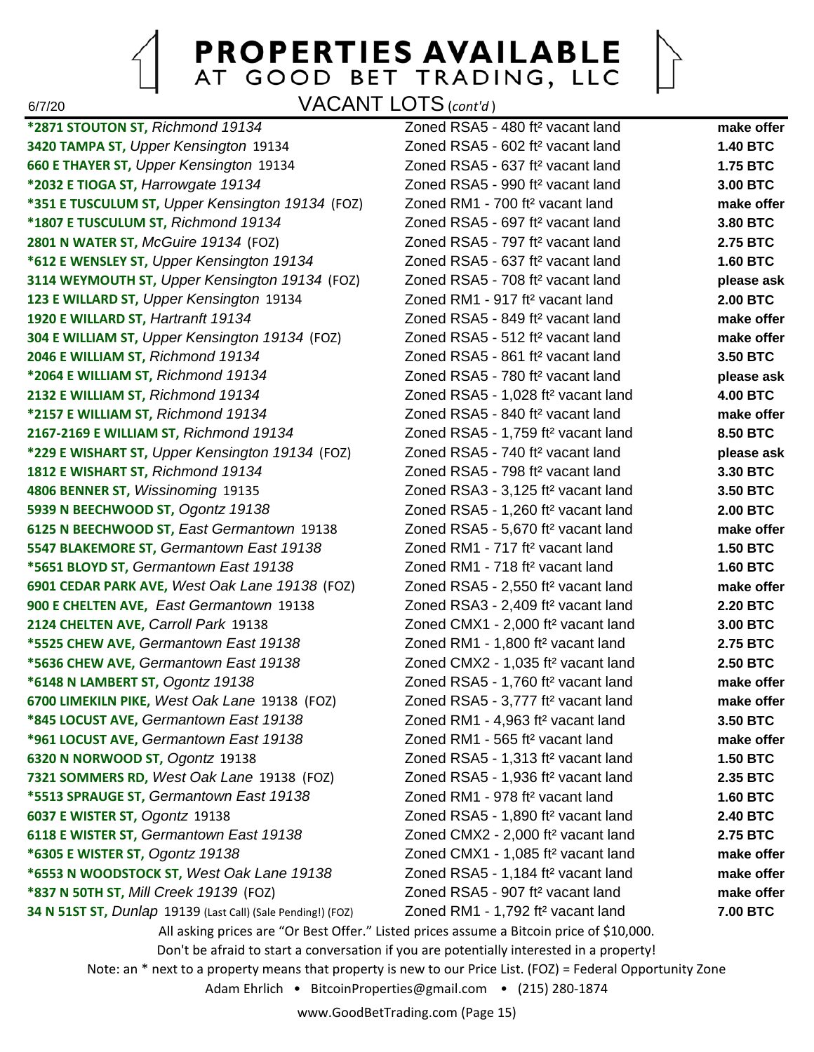# PROPERTIES AVAILABLE AT GOOD BET TRADING, LLC

6/7/20

## VACANT LOTS (*cont'd*)

| Property | Description | Price |
|---|---|---|
| ***2871 STOUTON ST,** *Richmond 19134* | Zoned RSA5 - 480 ft² vacant land | **make offer** |
| **3420 TAMPA ST,** *Upper Kensington* 19134 | Zoned RSA5 - 602 ft² vacant land | **1.40 BTC** |
| **660 E THAYER ST,** *Upper Kensington* 19134 | Zoned RSA5 - 637 ft² vacant land | **1.75 BTC** |
| ***2032 E TIOGA ST,** *Harrowgate 19134* | Zoned RSA5 - 990 ft² vacant land | **3.00 BTC** |
| ***351 E TUSCULUM ST,** *Upper Kensington 19134* (FOZ) | Zoned RM1 - 700 ft² vacant land | **make offer** |
| ***1807 E TUSCULUM ST,** *Richmond 19134* | Zoned RSA5 - 697 ft² vacant land | **3.80 BTC** |
| **2801 N WATER ST,** *McGuire 19134* (FOZ) | Zoned RSA5 - 797 ft² vacant land | **2.75 BTC** |
| ***612 E WENSLEY ST,** *Upper Kensington 19134* | Zoned RSA5 - 637 ft² vacant land | **1.60 BTC** |
| **3114 WEYMOUTH ST,** *Upper Kensington 19134* (FOZ) | Zoned RSA5 - 708 ft² vacant land | **please ask** |
| **123 E WILLARD ST,** *Upper Kensington* 19134 | Zoned RM1 - 917 ft² vacant land | **2.00 BTC** |
| **1920 E WILLARD ST,** *Hartranft 19134* | Zoned RSA5 - 849 ft² vacant land | **make offer** |
| **304 E WILLIAM ST,** *Upper Kensington 19134* (FOZ) | Zoned RSA5 - 512 ft² vacant land | **make offer** |
| **2046 E WILLIAM ST,** *Richmond 19134* | Zoned RSA5 - 861 ft² vacant land | **3.50 BTC** |
| ***2064 E WILLIAM ST,** *Richmond 19134* | Zoned RSA5 - 780 ft² vacant land | **please ask** |
| **2132 E WILLIAM ST,** *Richmond 19134* | Zoned RSA5 - 1,028 ft² vacant land | **4.00 BTC** |
| ***2157 E WILLIAM ST,** *Richmond 19134* | Zoned RSA5 - 840 ft² vacant land | **make offer** |
| **2167-2169 E WILLIAM ST,** *Richmond 19134* | Zoned RSA5 - 1,759 ft² vacant land | **8.50 BTC** |
| ***229 E WISHART ST,** *Upper Kensington 19134* (FOZ) | Zoned RSA5 - 740 ft² vacant land | **please ask** |
| **1812 E WISHART ST,** *Richmond 19134* | Zoned RSA5 - 798 ft² vacant land | **3.30 BTC** |
| **4806 BENNER ST,** *Wissinoming* 19135 | Zoned RSA3 - 3,125 ft² vacant land | **3.50 BTC** |
| **5939 N BEECHWOOD ST,** *Ogontz 19138* | Zoned RSA5 - 1,260 ft² vacant land | **2.00 BTC** |
| **6125 N BEECHWOOD ST,** *East Germantown* 19138 | Zoned RSA5 - 5,670 ft² vacant land | **make offer** |
| **5547 BLAKEMORE ST,** *Germantown East 19138* | Zoned RM1 - 717 ft² vacant land | **1.50 BTC** |
| ***5651 BLOYD ST,** *Germantown East 19138* | Zoned RM1 - 718 ft² vacant land | **1.60 BTC** |
| **6901 CEDAR PARK AVE,** *West Oak Lane 19138* (FOZ) | Zoned RSA5 - 2,550 ft² vacant land | **make offer** |
| **900 E CHELTEN AVE,** *East Germantown* 19138 | Zoned RSA3 - 2,409 ft² vacant land | **2.20 BTC** |
| **2124 CHELTEN AVE,** *Carroll Park* 19138 | Zoned CMX1 - 2,000 ft² vacant land | **3.00 BTC** |
| ***5525 CHEW AVE,** *Germantown East 19138* | Zoned RM1 - 1,800 ft² vacant land | **2.75 BTC** |
| ***5636 CHEW AVE,** *Germantown East 19138* | Zoned CMX2 - 1,035 ft² vacant land | **2.50 BTC** |
| ***6148 N LAMBERT ST,** *Ogontz 19138* | Zoned RSA5 - 1,760 ft² vacant land | **make offer** |
| **6700 LIMEKILN PIKE,** *West Oak Lane* 19138 (FOZ) | Zoned RSA5 - 3,777 ft² vacant land | **make offer** |
| ***845 LOCUST AVE,** *Germantown East 19138* | Zoned RM1 - 4,963 ft² vacant land | **3.50 BTC** |
| ***961 LOCUST AVE,** *Germantown East 19138* | Zoned RM1 - 565 ft² vacant land | **make offer** |
| **6320 N NORWOOD ST,** *Ogontz* 19138 | Zoned RSA5 - 1,313 ft² vacant land | **1.50 BTC** |
| **7321 SOMMERS RD,** *West Oak Lane* 19138 (FOZ) | Zoned RSA5 - 1,936 ft² vacant land | **2.35 BTC** |
| ***5513 SPRAUGE ST,** *Germantown East 19138* | Zoned RM1 - 978 ft² vacant land | **1.60 BTC** |
| **6037 E WISTER ST,** *Ogontz* 19138 | Zoned RSA5 - 1,890 ft² vacant land | **2.40 BTC** |
| **6118 E WISTER ST,** *Germantown East 19138* | Zoned CMX2 - 2,000 ft² vacant land | **2.75 BTC** |
| ***6305 E WISTER ST,** *Ogontz 19138* | Zoned CMX1 - 1,085 ft² vacant land | **make offer** |
| ***6553 N WOODSTOCK ST,** *West Oak Lane 19138* | Zoned RSA5 - 1,184 ft² vacant land | **make offer** |
| ***837 N 50TH ST,** *Mill Creek 19139* (FOZ) | Zoned RSA5 - 907 ft² vacant land | **make offer** |
| **34 N 51ST ST,** *Dunlap* 19139 (Last Call) (Sale Pending!) (FOZ) | Zoned RM1 - 1,792 ft² vacant land | **7.00 BTC** |

All asking prices are "Or Best Offer." Listed prices assume a Bitcoin price of $10,000.

Don't be afraid to start a conversation if you are potentially interested in a property!

Note: an * next to a property means that property is new to our Price List. (FOZ) = Federal Opportunity Zone

Adam Ehrlich • BitcoinProperties@gmail.com • (215) 280-1874

www.GoodBetTrading.com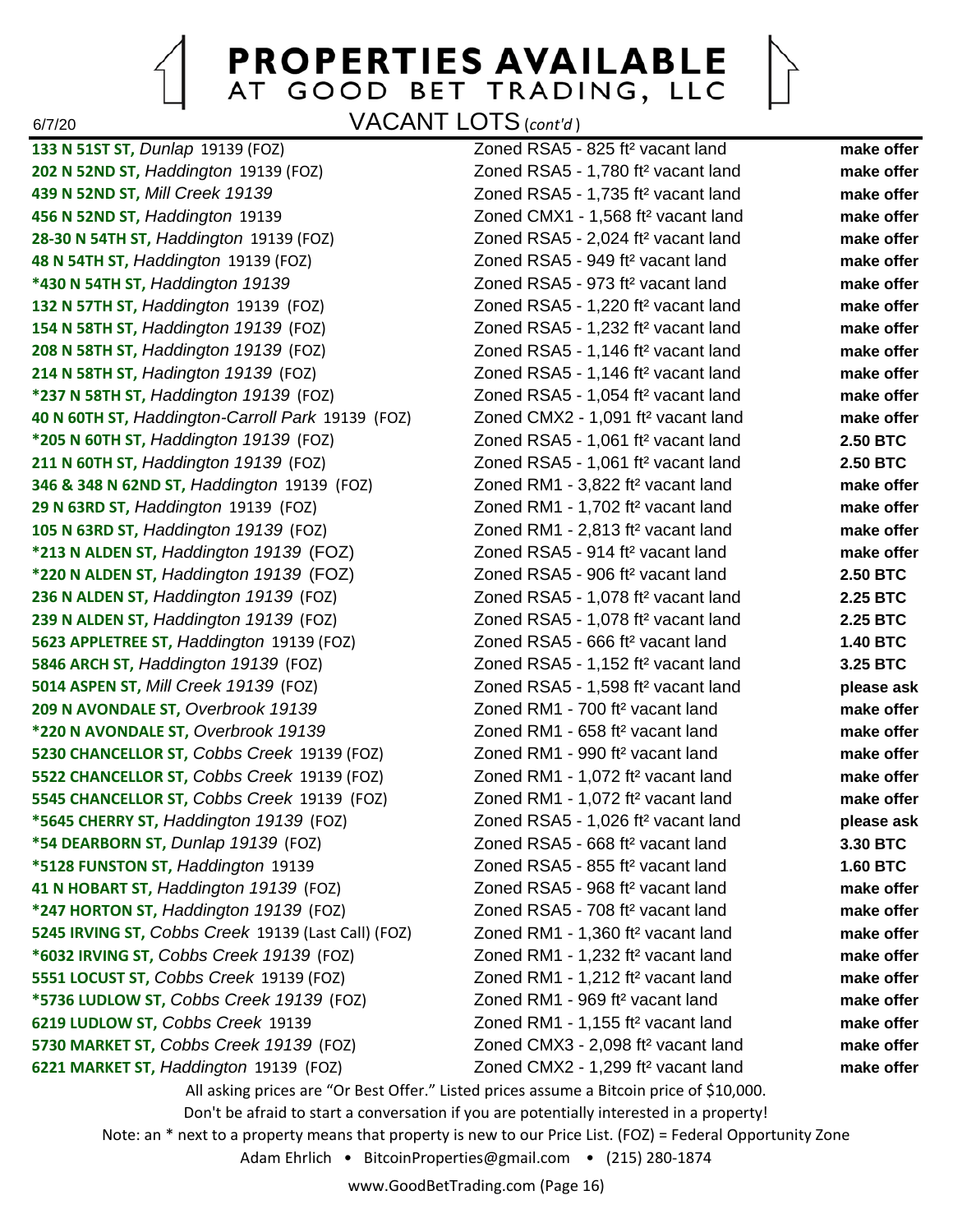# PROPERTIES AVAILABLE AT GOOD BET TRADING, LLC

6/7/20

## VACANT LOTS (*cont'd*)

| Property | Description | Price |
|---|---|---|
| **133 N 51ST ST,** *Dunlap* 19139 (FOZ) | Zoned RSA5 - 825 ft² vacant land | **make offer** |
| **202 N 52ND ST,** *Haddington* 19139 (FOZ) | Zoned RSA5 - 1,780 ft² vacant land | **make offer** |
| **439 N 52ND ST,** *Mill Creek 19139* | Zoned RSA5 - 1,735 ft² vacant land | **make offer** |
| **456 N 52ND ST,** *Haddington* 19139 | Zoned CMX1 - 1,568 ft² vacant land | **make offer** |
| **28-30 N 54TH ST,** *Haddington* 19139 (FOZ) | Zoned RSA5 - 2,024 ft² vacant land | **make offer** |
| **48 N 54TH ST,** *Haddington* 19139 (FOZ) | Zoned RSA5 - 949 ft² vacant land | **make offer** |
| ***430 N 54TH ST,** *Haddington 19139* | Zoned RSA5 - 973 ft² vacant land | **make offer** |
| **132 N 57TH ST,** *Haddington* 19139 (FOZ) | Zoned RSA5 - 1,220 ft² vacant land | **make offer** |
| **154 N 58TH ST,** *Haddington 19139* (FOZ) | Zoned RSA5 - 1,232 ft² vacant land | **make offer** |
| **208 N 58TH ST,** *Haddington 19139* (FOZ) | Zoned RSA5 - 1,146 ft² vacant land | **make offer** |
| **214 N 58TH ST,** *Hadington 19139* (FOZ) | Zoned RSA5 - 1,146 ft² vacant land | **make offer** |
| ***237 N 58TH ST,** *Haddington 19139* (FOZ) | Zoned RSA5 - 1,054 ft² vacant land | **make offer** |
| **40 N 60TH ST,** *Haddington-Carroll Park* 19139 (FOZ) | Zoned CMX2 - 1,091 ft² vacant land | **make offer** |
| ***205 N 60TH ST,** *Haddington 19139* (FOZ) | Zoned RSA5 - 1,061 ft² vacant land | **2.50 BTC** |
| **211 N 60TH ST,** *Haddington 19139* (FOZ) | Zoned RSA5 - 1,061 ft² vacant land | **2.50 BTC** |
| **346 & 348 N 62ND ST,** *Haddington* 19139 (FOZ) | Zoned RM1 - 3,822 ft² vacant land | **make offer** |
| **29 N 63RD ST,** *Haddington* 19139 (FOZ) | Zoned RM1 - 1,702 ft² vacant land | **make offer** |
| **105 N 63RD ST,** *Haddington 19139* (FOZ) | Zoned RM1 - 2,813 ft² vacant land | **make offer** |
| ***213 N ALDEN ST,** *Haddington 19139* (FOZ) | Zoned RSA5 - 914 ft² vacant land | **make offer** |
| ***220 N ALDEN ST,** *Haddington 19139* (FOZ) | Zoned RSA5 - 906 ft² vacant land | **2.50 BTC** |
| **236 N ALDEN ST,** *Haddington 19139* (FOZ) | Zoned RSA5 - 1,078 ft² vacant land | **2.25 BTC** |
| **239 N ALDEN ST,** *Haddington 19139* (FOZ) | Zoned RSA5 - 1,078 ft² vacant land | **2.25 BTC** |
| **5623 APPLETREE ST,** *Haddington* 19139 (FOZ) | Zoned RSA5 - 666 ft² vacant land | **1.40 BTC** |
| **5846 ARCH ST,** *Haddington 19139* (FOZ) | Zoned RSA5 - 1,152 ft² vacant land | **3.25 BTC** |
| **5014 ASPEN ST,** *Mill Creek 19139* (FOZ) | Zoned RSA5 - 1,598 ft² vacant land | **please ask** |
| **209 N AVONDALE ST,** *Overbrook 19139* | Zoned RM1 - 700 ft² vacant land | **make offer** |
| ***220 N AVONDALE ST,** *Overbrook 19139* | Zoned RM1 - 658 ft² vacant land | **make offer** |
| **5230 CHANCELLOR ST,** *Cobbs Creek* 19139 (FOZ) | Zoned RM1 - 990 ft² vacant land | **make offer** |
| **5522 CHANCELLOR ST,** *Cobbs Creek* 19139 (FOZ) | Zoned RM1 - 1,072 ft² vacant land | **make offer** |
| **5545 CHANCELLOR ST,** *Cobbs Creek* 19139 (FOZ) | Zoned RM1 - 1,072 ft² vacant land | **make offer** |
| ***5645 CHERRY ST,** *Haddington 19139* (FOZ) | Zoned RSA5 - 1,026 ft² vacant land | **please ask** |
| ***54 DEARBORN ST,** *Dunlap 19139* (FOZ) | Zoned RSA5 - 668 ft² vacant land | **3.30 BTC** |
| ***5128 FUNSTON ST,** *Haddington* 19139 | Zoned RSA5 - 855 ft² vacant land | **1.60 BTC** |
| **41 N HOBART ST,** *Haddington 19139* (FOZ) | Zoned RSA5 - 968 ft² vacant land | **make offer** |
| ***247 HORTON ST,** *Haddington 19139* (FOZ) | Zoned RSA5 - 708 ft² vacant land | **make offer** |
| **5245 IRVING ST,** *Cobbs Creek* 19139 (Last Call) (FOZ) | Zoned RM1 - 1,360 ft² vacant land | **make offer** |
| ***6032 IRVING ST,** *Cobbs Creek 19139* (FOZ) | Zoned RM1 - 1,232 ft² vacant land | **make offer** |
| **5551 LOCUST ST,** *Cobbs Creek* 19139 (FOZ) | Zoned RM1 - 1,212 ft² vacant land | **make offer** |
| ***5736 LUDLOW ST,** *Cobbs Creek 19139* (FOZ) | Zoned RM1 - 969 ft² vacant land | **make offer** |
| **6219 LUDLOW ST,** *Cobbs Creek* 19139 | Zoned RM1 - 1,155 ft² vacant land | **make offer** |
| **5730 MARKET ST,** *Cobbs Creek 19139* (FOZ) | Zoned CMX3 - 2,098 ft² vacant land | **make offer** |
| **6221 MARKET ST,** *Haddington* 19139 (FOZ) | Zoned CMX2 - 1,299 ft² vacant land | **make offer** |

All asking prices are "Or Best Offer." Listed prices assume a Bitcoin price of $10,000.

Don't be afraid to start a conversation if you are potentially interested in a property!

Note: an * next to a property means that property is new to our Price List. (FOZ) = Federal Opportunity Zone

Adam Ehrlich • BitcoinProperties@gmail.com • (215) 280-1874

www.GoodBetTrading.com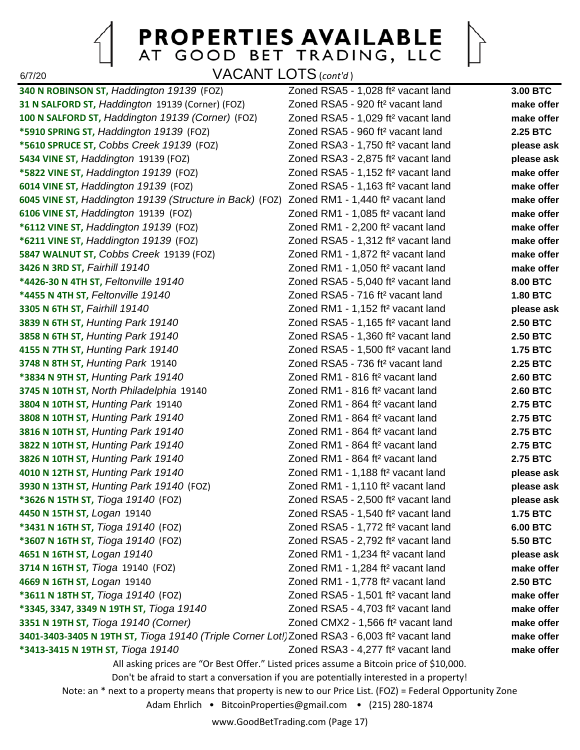# PROPERTIES AVAILABLE AT GOOD BET TRADING, LLC

6/7/20

## VACANT LOTS (*cont'd*)

| Property | Description | Price |
|---|---|---|
| **340 N ROBINSON ST,** *Haddington 19139* (FOZ) | Zoned RSA5 - 1,028 ft² vacant land | **3.00 BTC** |
| **31 N SALFORD ST,** *Haddington* 19139 (Corner) (FOZ) | Zoned RSA5 - 920 ft² vacant land | **make offer** |
| **100 N SALFORD ST,** *Haddington 19139 (Corner)* (FOZ) | Zoned RSA5 - 1,029 ft² vacant land | **make offer** |
| **\*5910 SPRING ST,** *Haddington 19139* (FOZ) | Zoned RSA5 - 960 ft² vacant land | **2.25 BTC** |
| **\*5610 SPRUCE ST,** *Cobbs Creek 19139* (FOZ) | Zoned RSA3 - 1,750 ft² vacant land | **please ask** |
| **5434 VINE ST,** *Haddington* 19139 (FOZ) | Zoned RSA3 - 2,875 ft² vacant land | **please ask** |
| **\*5822 VINE ST,** *Haddington 19139* (FOZ) | Zoned RSA5 - 1,152 ft² vacant land | **make offer** |
| **6014 VINE ST,** *Haddington 19139* (FOZ) | Zoned RSA5 - 1,163 ft² vacant land | **make offer** |
| **6045 VINE ST,** *Haddington 19139 (Structure in Back)* (FOZ) | Zoned RM1 - 1,440 ft² vacant land | **make offer** |
| **6106 VINE ST,** *Haddington* 19139 (FOZ) | Zoned RM1 - 1,085 ft² vacant land | **make offer** |
| **\*6112 VINE ST,** *Haddington 19139* (FOZ) | Zoned RM1 - 2,200 ft² vacant land | **make offer** |
| **\*6211 VINE ST,** *Haddington 19139* (FOZ) | Zoned RSA5 - 1,312 ft² vacant land | **make offer** |
| **5847 WALNUT ST,** *Cobbs Creek* 19139 (FOZ) | Zoned RM1 - 1,872 ft² vacant land | **make offer** |
| **3426 N 3RD ST,** *Fairhill 19140* | Zoned RM1 - 1,050 ft² vacant land | **make offer** |
| **\*4426-30 N 4TH ST,** *Feltonville 19140* | Zoned RSA5 - 5,040 ft² vacant land | **8.00 BTC** |
| **\*4455 N 4TH ST,** *Feltonville 19140* | Zoned RSA5 - 716 ft² vacant land | **1.80 BTC** |
| **3305 N 6TH ST,** *Fairhill 19140* | Zoned RM1 - 1,152 ft² vacant land | **please ask** |
| **3839 N 6TH ST,** *Hunting Park 19140* | Zoned RSA5 - 1,165 ft² vacant land | **2.50 BTC** |
| **3858 N 6TH ST,** *Hunting Park 19140* | Zoned RSA5 - 1,360 ft² vacant land | **2.50 BTC** |
| **4155 N 7TH ST,** *Hunting Park 19140* | Zoned RSA5 - 1,500 ft² vacant land | **1.75 BTC** |
| **3748 N 8TH ST,** *Hunting Park* 19140 | Zoned RSA5 - 736 ft² vacant land | **2.25 BTC** |
| **\*3834 N 9TH ST,** *Hunting Park 19140* | Zoned RM1 - 816 ft² vacant land | **2.60 BTC** |
| **3745 N 10TH ST,** *North Philadelphia* 19140 | Zoned RM1 - 816 ft² vacant land | **2.60 BTC** |
| **3804 N 10TH ST,** *Hunting Park* 19140 | Zoned RM1 - 864 ft² vacant land | **2.75 BTC** |
| **3808 N 10TH ST,** *Hunting Park 19140* | Zoned RM1 - 864 ft² vacant land | **2.75 BTC** |
| **3816 N 10TH ST,** *Hunting Park 19140* | Zoned RM1 - 864 ft² vacant land | **2.75 BTC** |
| **3822 N 10TH ST,** *Hunting Park 19140* | Zoned RM1 - 864 ft² vacant land | **2.75 BTC** |
| **3826 N 10TH ST,** *Hunting Park 19140* | Zoned RM1 - 864 ft² vacant land | **2.75 BTC** |
| **4010 N 12TH ST,** *Hunting Park 19140* | Zoned RM1 - 1,188 ft² vacant land | **please ask** |
| **3930 N 13TH ST,** *Hunting Park 19140* (FOZ) | Zoned RM1 - 1,110 ft² vacant land | **please ask** |
| **\*3626 N 15TH ST,** *Tioga 19140* (FOZ) | Zoned RSA5 - 2,500 ft² vacant land | **please ask** |
| **4450 N 15TH ST,** *Logan* 19140 | Zoned RSA5 - 1,540 ft² vacant land | **1.75 BTC** |
| **\*3431 N 16TH ST,** *Tioga 19140* (FOZ) | Zoned RSA5 - 1,772 ft² vacant land | **6.00 BTC** |
| **\*3607 N 16TH ST,** *Tioga 19140* (FOZ) | Zoned RSA5 - 2,792 ft² vacant land | **5.50 BTC** |
| **4651 N 16TH ST,** *Logan 19140* | Zoned RM1 - 1,234 ft² vacant land | **please ask** |
| **3714 N 16TH ST,** *Tioga* 19140 (FOZ) | Zoned RM1 - 1,284 ft² vacant land | **make offer** |
| **4669 N 16TH ST,** *Logan* 19140 | Zoned RM1 - 1,778 ft² vacant land | **2.50 BTC** |
| **\*3611 N 18TH ST,** *Tioga 19140* (FOZ) | Zoned RSA5 - 1,501 ft² vacant land | **make offer** |
| **\*3345, 3347, 3349 N 19TH ST,** *Tioga 19140* | Zoned RSA5 - 4,703 ft² vacant land | **make offer** |
| **3351 N 19TH ST,** *Tioga 19140 (Corner)* | Zoned CMX2 - 1,566 ft² vacant land | **make offer** |
| **3401-3403-3405 N 19TH ST,** *Tioga 19140 (Triple Corner Lot!)* | Zoned RSA3 - 6,003 ft² vacant land | **make offer** |
| **\*3413-3415 N 19TH ST,** *Tioga 19140* | Zoned RSA3 - 4,277 ft² vacant land | **make offer** |

All asking prices are "Or Best Offer." Listed prices assume a Bitcoin price of $10,000.

Don't be afraid to start a conversation if you are potentially interested in a property!

Note: an * next to a property means that property is new to our Price List. (FOZ) = Federal Opportunity Zone

Adam Ehrlich • BitcoinProperties@gmail.com • (215) 280-1874

www.GoodBetTrading.com (Page 17)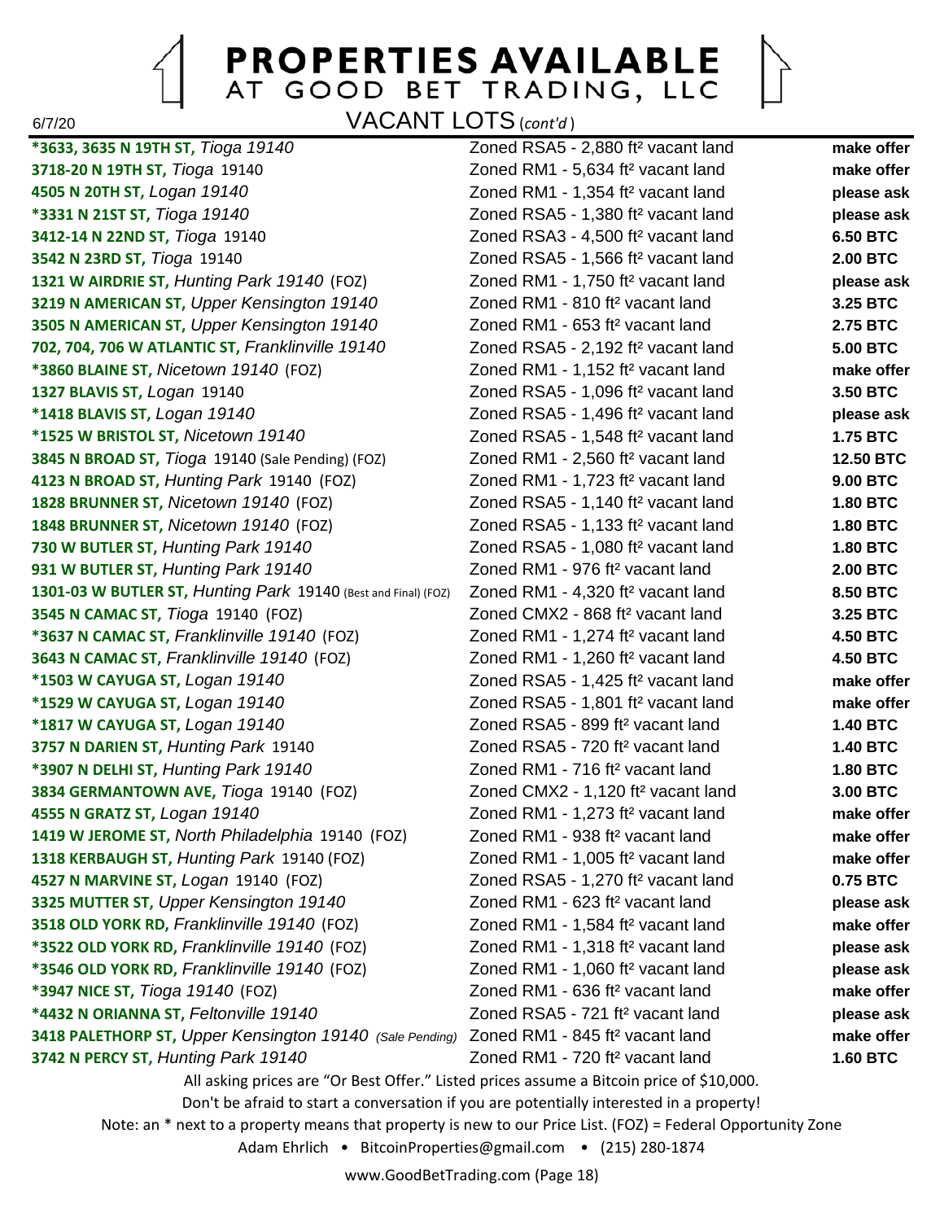# PROPERTIES AVAILABLE AT GOOD BET TRADING, LLC

6/7/20

## VACANT LOTS (*cont'd*)

| Property | Description | Price |
| --- | --- | --- |
| **\*3633, 3635 N 19TH ST,** *Tioga 19140* | Zoned RSA5 - 2,880 ft² vacant land | **make offer** |
| **3718-20 N 19TH ST,** *Tioga* 19140 | Zoned RM1 - 5,634 ft² vacant land | **make offer** |
| **4505 N 20TH ST,** *Logan 19140* | Zoned RM1 - 1,354 ft² vacant land | **please ask** |
| **\*3331 N 21ST ST,** *Tioga 19140* | Zoned RSA5 - 1,380 ft² vacant land | **please ask** |
| **3412-14 N 22ND ST,** *Tioga* 19140 | Zoned RSA3 - 4,500 ft² vacant land | **6.50 BTC** |
| **3542 N 23RD ST,** *Tioga* 19140 | Zoned RSA5 - 1,566 ft² vacant land | **2.00 BTC** |
| **1321 W AIRDRIE ST,** *Hunting Park 19140* (FOZ) | Zoned RM1 - 1,750 ft² vacant land | **please ask** |
| **3219 N AMERICAN ST,** *Upper Kensington 19140* | Zoned RM1 - 810 ft² vacant land | **3.25 BTC** |
| **3505 N AMERICAN ST,** *Upper Kensington 19140* | Zoned RM1 - 653 ft² vacant land | **2.75 BTC** |
| **702, 704, 706 W ATLANTIC ST,** *Franklinville 19140* | Zoned RSA5 - 2,192 ft² vacant land | **5.00 BTC** |
| **\*3860 BLAINE ST,** *Nicetown 19140* (FOZ) | Zoned RM1 - 1,152 ft² vacant land | **make offer** |
| **1327 BLAVIS ST,** *Logan* 19140 | Zoned RSA5 - 1,096 ft² vacant land | **3.50 BTC** |
| **\*1418 BLAVIS ST,** *Logan 19140* | Zoned RSA5 - 1,496 ft² vacant land | **please ask** |
| **\*1525 W BRISTOL ST,** *Nicetown 19140* | Zoned RSA5 - 1,548 ft² vacant land | **1.75 BTC** |
| **3845 N BROAD ST,** *Tioga* 19140 (Sale Pending) (FOZ) | Zoned RM1 - 2,560 ft² vacant land | **12.50 BTC** |
| **4123 N BROAD ST,** *Hunting Park* 19140 (FOZ) | Zoned RM1 - 1,723 ft² vacant land | **9.00 BTC** |
| **1828 BRUNNER ST,** *Nicetown 19140* (FOZ) | Zoned RSA5 - 1,140 ft² vacant land | **1.80 BTC** |
| **1848 BRUNNER ST,** *Nicetown 19140* (FOZ) | Zoned RSA5 - 1,133 ft² vacant land | **1.80 BTC** |
| **730 W BUTLER ST,** *Hunting Park 19140* | Zoned RSA5 - 1,080 ft² vacant land | **1.80 BTC** |
| **931 W BUTLER ST,** *Hunting Park 19140* | Zoned RM1 - 976 ft² vacant land | **2.00 BTC** |
| **1301-03 W BUTLER ST,** *Hunting Park* 19140 (Best and Final) (FOZ) | Zoned RM1 - 4,320 ft² vacant land | **8.50 BTC** |
| **3545 N CAMAC ST,** *Tioga* 19140 (FOZ) | Zoned CMX2 - 868 ft² vacant land | **3.25 BTC** |
| **\*3637 N CAMAC ST,** *Franklinville 19140* (FOZ) | Zoned RM1 - 1,274 ft² vacant land | **4.50 BTC** |
| **3643 N CAMAC ST,** *Franklinville 19140* (FOZ) | Zoned RM1 - 1,260 ft² vacant land | **4.50 BTC** |
| **\*1503 W CAYUGA ST,** *Logan 19140* | Zoned RSA5 - 1,425 ft² vacant land | **make offer** |
| **\*1529 W CAYUGA ST,** *Logan 19140* | Zoned RSA5 - 1,801 ft² vacant land | **make offer** |
| **\*1817 W CAYUGA ST,** *Logan 19140* | Zoned RSA5 - 899 ft² vacant land | **1.40 BTC** |
| **3757 N DARIEN ST,** *Hunting Park* 19140 | Zoned RSA5 - 720 ft² vacant land | **1.40 BTC** |
| **\*3907 N DELHI ST,** *Hunting Park 19140* | Zoned RM1 - 716 ft² vacant land | **1.80 BTC** |
| **3834 GERMANTOWN AVE,** *Tioga* 19140 (FOZ) | Zoned CMX2 - 1,120 ft² vacant land | **3.00 BTC** |
| **4555 N GRATZ ST,** *Logan 19140* | Zoned RM1 - 1,273 ft² vacant land | **make offer** |
| **1419 W JEROME ST,** *North Philadelphia* 19140 (FOZ) | Zoned RM1 - 938 ft² vacant land | **make offer** |
| **1318 KERBAUGH ST,** *Hunting Park* 19140 (FOZ) | Zoned RM1 - 1,005 ft² vacant land | **make offer** |
| **4527 N MARVINE ST,** *Logan* 19140 (FOZ) | Zoned RSA5 - 1,270 ft² vacant land | **0.75 BTC** |
| **3325 MUTTER ST,** *Upper Kensington 19140* | Zoned RM1 - 623 ft² vacant land | **please ask** |
| **3518 OLD YORK RD,** *Franklinville 19140* (FOZ) | Zoned RM1 - 1,584 ft² vacant land | **make offer** |
| **\*3522 OLD YORK RD,** *Franklinville 19140* (FOZ) | Zoned RM1 - 1,318 ft² vacant land | **please ask** |
| **\*3546 OLD YORK RD,** *Franklinville 19140* (FOZ) | Zoned RM1 - 1,060 ft² vacant land | **please ask** |
| **\*3947 NICE ST,** *Tioga 19140* (FOZ) | Zoned RM1 - 636 ft² vacant land | **make offer** |
| **\*4432 N ORIANNA ST,** *Feltonville 19140* | Zoned RSA5 - 721 ft² vacant land | **please ask** |
| **3418 PALETHORP ST,** *Upper Kensington 19140 (Sale Pending)* | Zoned RM1 - 845 ft² vacant land | **make offer** |
| **3742 N PERCY ST,** *Hunting Park 19140* | Zoned RM1 - 720 ft² vacant land | **1.60 BTC** |

All asking prices are "Or Best Offer." Listed prices assume a Bitcoin price of $10,000.

Don't be afraid to start a conversation if you are potentially interested in a property!

Note: an * next to a property means that property is new to our Price List. (FOZ) = Federal Opportunity Zone

Adam Ehrlich • BitcoinProperties@gmail.com • (215) 280-1874

www.GoodBetTrading.com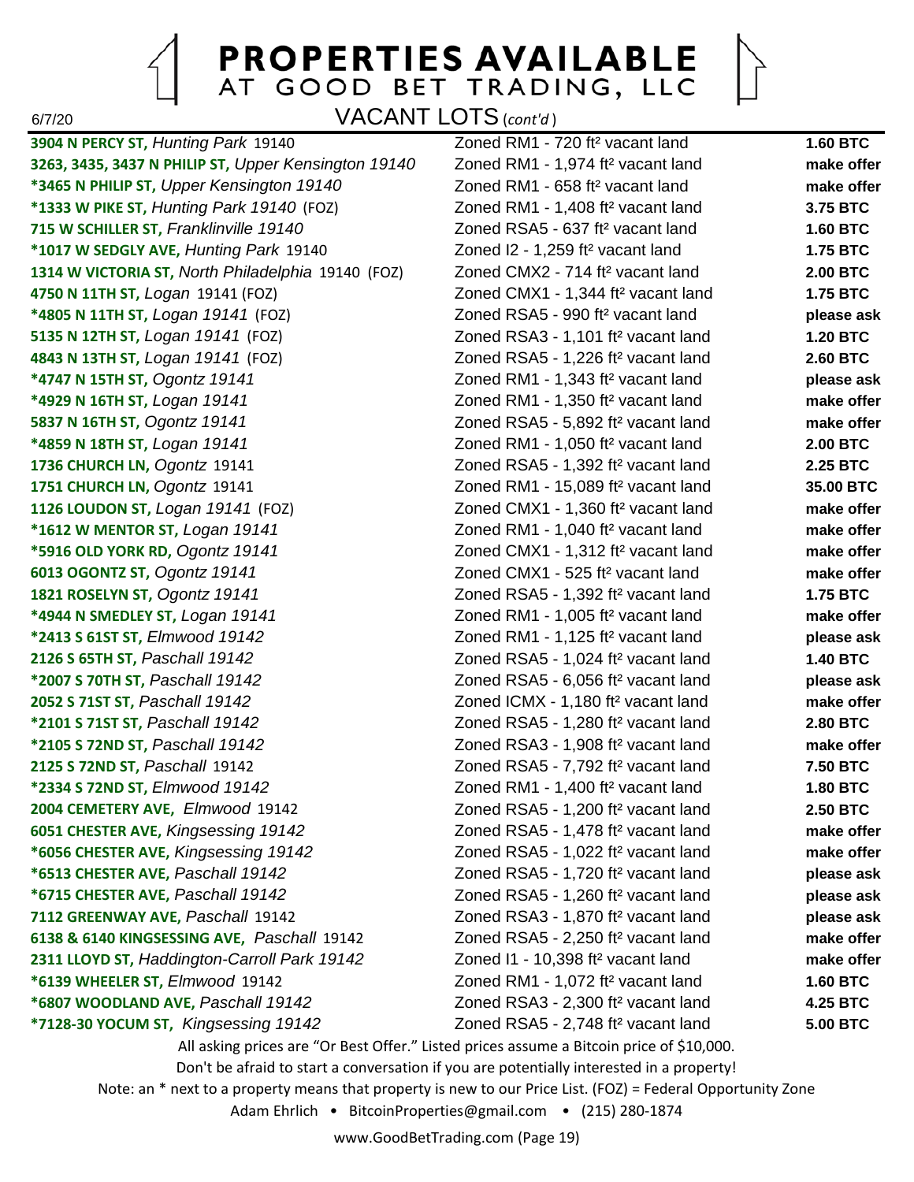# PROPERTIES AVAILABLE
## AT GOOD BET TRADING, LLC

6/7/20

### VACANT LOTS (*cont'd*)

| Property | Zoning / Size | Price |
|---|---|---|
| **3904 N PERCY ST,** *Hunting Park* 19140 | Zoned RM1 - 720 ft² vacant land | **1.60 BTC** |
| **3263, 3435, 3437 N PHILIP ST,** *Upper Kensington 19140* | Zoned RM1 - 1,974 ft² vacant land | **make offer** |
| ***3465 N PHILIP ST,** *Upper Kensington 19140* | Zoned RM1 - 658 ft² vacant land | **make offer** |
| ***1333 W PIKE ST,** *Hunting Park 19140* (FOZ) | Zoned RM1 - 1,408 ft² vacant land | **3.75 BTC** |
| **715 W SCHILLER ST,** *Franklinville 19140* | Zoned RSA5 - 637 ft² vacant land | **1.60 BTC** |
| ***1017 W SEDGLY AVE,** *Hunting Park* 19140 | Zoned I2 - 1,259 ft² vacant land | **1.75 BTC** |
| **1314 W VICTORIA ST,** *North Philadelphia* 19140 (FOZ) | Zoned CMX2 - 714 ft² vacant land | **2.00 BTC** |
| **4750 N 11TH ST,** *Logan* 19141 (FOZ) | Zoned CMX1 - 1,344 ft² vacant land | **1.75 BTC** |
| ***4805 N 11TH ST,** *Logan 19141* (FOZ) | Zoned RSA5 - 990 ft² vacant land | **please ask** |
| **5135 N 12TH ST,** *Logan 19141* (FOZ) | Zoned RSA3 - 1,101 ft² vacant land | **1.20 BTC** |
| **4843 N 13TH ST,** *Logan 19141* (FOZ) | Zoned RSA5 - 1,226 ft² vacant land | **2.60 BTC** |
| ***4747 N 15TH ST,** *Ogontz 19141* | Zoned RM1 - 1,343 ft² vacant land | **please ask** |
| ***4929 N 16TH ST,** *Logan 19141* | Zoned RM1 - 1,350 ft² vacant land | **make offer** |
| **5837 N 16TH ST,** *Ogontz 19141* | Zoned RSA5 - 5,892 ft² vacant land | **make offer** |
| ***4859 N 18TH ST,** *Logan 19141* | Zoned RM1 - 1,050 ft² vacant land | **2.00 BTC** |
| **1736 CHURCH LN,** *Ogontz* 19141 | Zoned RSA5 - 1,392 ft² vacant land | **2.25 BTC** |
| **1751 CHURCH LN,** *Ogontz* 19141 | Zoned RM1 - 15,089 ft² vacant land | **35.00 BTC** |
| **1126 LOUDON ST,** *Logan 19141* (FOZ) | Zoned CMX1 - 1,360 ft² vacant land | **make offer** |
| ***1612 W MENTOR ST,** *Logan 19141* | Zoned RM1 - 1,040 ft² vacant land | **make offer** |
| ***5916 OLD YORK RD,** *Ogontz 19141* | Zoned CMX1 - 1,312 ft² vacant land | **make offer** |
| **6013 OGONTZ ST,** *Ogontz 19141* | Zoned CMX1 - 525 ft² vacant land | **make offer** |
| **1821 ROSELYN ST,** *Ogontz 19141* | Zoned RSA5 - 1,392 ft² vacant land | **1.75 BTC** |
| ***4944 N SMEDLEY ST,** *Logan 19141* | Zoned RM1 - 1,005 ft² vacant land | **make offer** |
| ***2413 S 61ST ST,** *Elmwood 19142* | Zoned RM1 - 1,125 ft² vacant land | **please ask** |
| **2126 S 65TH ST,** *Paschall 19142* | Zoned RSA5 - 1,024 ft² vacant land | **1.40 BTC** |
| ***2007 S 70TH ST,** *Paschall 19142* | Zoned RSA5 - 6,056 ft² vacant land | **please ask** |
| **2052 S 71ST ST,** *Paschall 19142* | Zoned ICMX - 1,180 ft² vacant land | **make offer** |
| ***2101 S 71ST ST,** *Paschall 19142* | Zoned RSA5 - 1,280 ft² vacant land | **2.80 BTC** |
| ***2105 S 72ND ST,** *Paschall 19142* | Zoned RSA3 - 1,908 ft² vacant land | **make offer** |
| **2125 S 72ND ST,** *Paschall* 19142 | Zoned RSA5 - 7,792 ft² vacant land | **7.50 BTC** |
| ***2334 S 72ND ST,** *Elmwood 19142* | Zoned RM1 - 1,400 ft² vacant land | **1.80 BTC** |
| **2004 CEMETERY AVE,** *Elmwood* 19142 | Zoned RSA5 - 1,200 ft² vacant land | **2.50 BTC** |
| **6051 CHESTER AVE,** *Kingsessing 19142* | Zoned RSA5 - 1,478 ft² vacant land | **make offer** |
| ***6056 CHESTER AVE,** *Kingsessing 19142* | Zoned RSA5 - 1,022 ft² vacant land | **make offer** |
| ***6513 CHESTER AVE,** *Paschall 19142* | Zoned RSA5 - 1,720 ft² vacant land | **please ask** |
| ***6715 CHESTER AVE,** *Paschall 19142* | Zoned RSA5 - 1,260 ft² vacant land | **please ask** |
| **7112 GREENWAY AVE,** *Paschall* 19142 | Zoned RSA3 - 1,870 ft² vacant land | **please ask** |
| **6138 & 6140 KINGSESSING AVE,** *Paschall* 19142 | Zoned RSA5 - 2,250 ft² vacant land | **make offer** |
| **2311 LLOYD ST,** *Haddington-Carroll Park 19142* | Zoned I1 - 10,398 ft² vacant land | **make offer** |
| ***6139 WHEELER ST,** *Elmwood* 19142 | Zoned RM1 - 1,072 ft² vacant land | **1.60 BTC** |
| ***6807 WOODLAND AVE,** *Paschall 19142* | Zoned RSA3 - 2,300 ft² vacant land | **4.25 BTC** |
| ***7128-30 YOCUM ST,** *Kingsessing 19142* | Zoned RSA5 - 2,748 ft² vacant land | **5.00 BTC** |

All asking prices are "Or Best Offer." Listed prices assume a Bitcoin price of $10,000.

Don't be afraid to start a conversation if you are potentially interested in a property!

Note: an * next to a property means that property is new to our Price List. (FOZ) = Federal Opportunity Zone

Adam Ehrlich • BitcoinProperties@gmail.com • (215) 280-1874

www.GoodBetTrading.com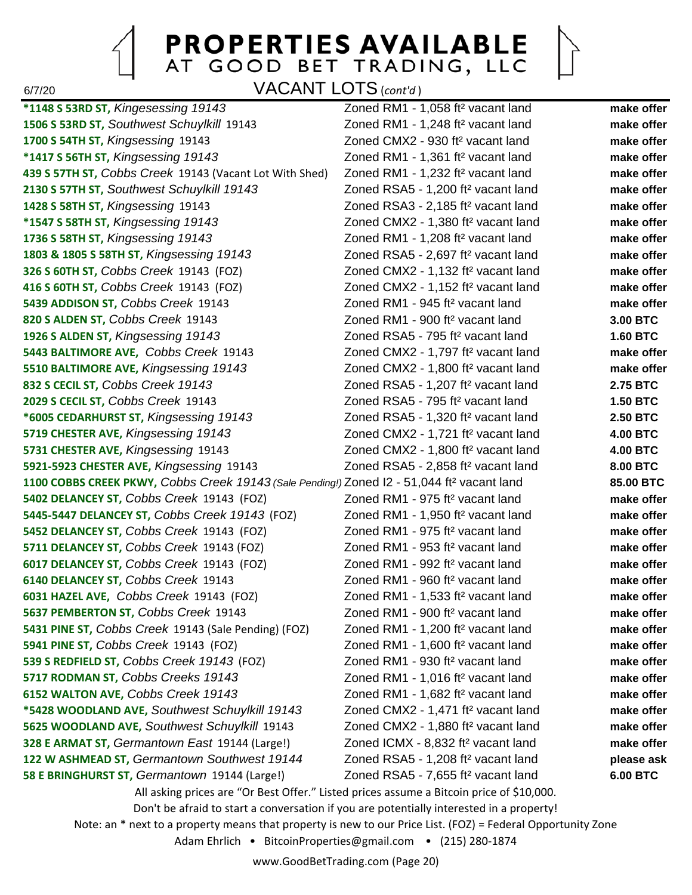# PROPERTIES AVAILABLE AT GOOD BET TRADING, LLC

6/7/20

## VACANT LOTS (*cont'd*)

| Property | Description | Price |
|---|---|---|
| ***1148 S 53RD ST,** *Kingsessing 19143* | Zoned RM1 - 1,058 ft² vacant land | **make offer** |
| **1506 S 53RD ST,** *Southwest Schuylkill* 19143 | Zoned RM1 - 1,248 ft² vacant land | **make offer** |
| **1700 S 54TH ST,** *Kingsessing* 19143 | Zoned CMX2 - 930 ft² vacant land | **make offer** |
| ***1417 S 56TH ST,** *Kingsessing 19143* | Zoned RM1 - 1,361 ft² vacant land | **make offer** |
| **439 S 57TH ST,** *Cobbs Creek* 19143 (Vacant Lot With Shed) | Zoned RM1 - 1,232 ft² vacant land | **make offer** |
| **2130 S 57TH ST,** *Southwest Schuylkill 19143* | Zoned RSA5 - 1,200 ft² vacant land | **make offer** |
| **1428 S 58TH ST,** *Kingsessing* 19143 | Zoned RSA3 - 2,185 ft² vacant land | **make offer** |
| ***1547 S 58TH ST,** *Kingsessing 19143* | Zoned CMX2 - 1,380 ft² vacant land | **make offer** |
| **1736 S 58TH ST,** *Kingsessing 19143* | Zoned RM1 - 1,208 ft² vacant land | **make offer** |
| **1803 & 1805 S 58TH ST,** *Kingsessing 19143* | Zoned RSA5 - 2,697 ft² vacant land | **make offer** |
| **326 S 60TH ST,** *Cobbs Creek* 19143 (FOZ) | Zoned CMX2 - 1,132 ft² vacant land | **make offer** |
| **416 S 60TH ST,** *Cobbs Creek* 19143 (FOZ) | Zoned CMX2 - 1,152 ft² vacant land | **make offer** |
| **5439 ADDISON ST,** *Cobbs Creek* 19143 | Zoned RM1 - 945 ft² vacant land | **make offer** |
| **820 S ALDEN ST,** *Cobbs Creek* 19143 | Zoned RM1 - 900 ft² vacant land | **3.00 BTC** |
| **1926 S ALDEN ST,** *Kingsessing 19143* | Zoned RSA5 - 795 ft² vacant land | **1.60 BTC** |
| **5443 BALTIMORE AVE,** *Cobbs Creek* 19143 | Zoned CMX2 - 1,797 ft² vacant land | **make offer** |
| **5510 BALTIMORE AVE,** *Kingsessing 19143* | Zoned CMX2 - 1,800 ft² vacant land | **make offer** |
| **832 S CECIL ST,** *Cobbs Creek 19143* | Zoned RSA5 - 1,207 ft² vacant land | **2.75 BTC** |
| **2029 S CECIL ST,** *Cobbs Creek* 19143 | Zoned RSA5 - 795 ft² vacant land | **1.50 BTC** |
| ***6005 CEDARHURST ST,** *Kingsessing 19143* | Zoned RSA5 - 1,320 ft² vacant land | **2.50 BTC** |
| **5719 CHESTER AVE,** *Kingsessing 19143* | Zoned CMX2 - 1,721 ft² vacant land | **4.00 BTC** |
| **5731 CHESTER AVE,** *Kingsessing* 19143 | Zoned CMX2 - 1,800 ft² vacant land | **4.00 BTC** |
| **5921-5923 CHESTER AVE,** *Kingsessing* 19143 | Zoned RSA5 - 2,858 ft² vacant land | **8.00 BTC** |
| **1100 COBBS CREEK PKWY,** *Cobbs Creek 19143 (Sale Pending!)* | Zoned I2 - 51,044 ft² vacant land | **85.00 BTC** |
| **5402 DELANCEY ST,** *Cobbs Creek* 19143 (FOZ) | Zoned RM1 - 975 ft² vacant land | **make offer** |
| **5445-5447 DELANCEY ST,** *Cobbs Creek 19143* (FOZ) | Zoned RM1 - 1,950 ft² vacant land | **make offer** |
| **5452 DELANCEY ST,** *Cobbs Creek* 19143 (FOZ) | Zoned RM1 - 975 ft² vacant land | **make offer** |
| **5711 DELANCEY ST,** *Cobbs Creek* 19143 (FOZ) | Zoned RM1 - 953 ft² vacant land | **make offer** |
| **6017 DELANCEY ST,** *Cobbs Creek* 19143 (FOZ) | Zoned RM1 - 992 ft² vacant land | **make offer** |
| **6140 DELANCEY ST,** *Cobbs Creek* 19143 | Zoned RM1 - 960 ft² vacant land | **make offer** |
| **6031 HAZEL AVE,** *Cobbs Creek* 19143 (FOZ) | Zoned RM1 - 1,533 ft² vacant land | **make offer** |
| **5637 PEMBERTON ST,** *Cobbs Creek* 19143 | Zoned RM1 - 900 ft² vacant land | **make offer** |
| **5431 PINE ST,** *Cobbs Creek* 19143 (Sale Pending) (FOZ) | Zoned RM1 - 1,200 ft² vacant land | **make offer** |
| **5941 PINE ST,** *Cobbs Creek* 19143 (FOZ) | Zoned RM1 - 1,600 ft² vacant land | **make offer** |
| **539 S REDFIELD ST,** *Cobbs Creek 19143* (FOZ) | Zoned RM1 - 930 ft² vacant land | **make offer** |
| **5717 RODMAN ST,** *Cobbs Creeks 19143* | Zoned RM1 - 1,016 ft² vacant land | **make offer** |
| **6152 WALTON AVE,** *Cobbs Creek 19143* | Zoned RM1 - 1,682 ft² vacant land | **make offer** |
| ***5428 WOODLAND AVE,** *Southwest Schuylkill 19143* | Zoned CMX2 - 1,471 ft² vacant land | **make offer** |
| **5625 WOODLAND AVE,** *Southwest Schuylkill* 19143 | Zoned CMX2 - 1,880 ft² vacant land | **make offer** |
| **328 E ARMAT ST,** *Germantown East* 19144 (Large!) | Zoned ICMX - 8,832 ft² vacant land | **make offer** |
| **122 W ASHMEAD ST,** *Germantown Southwest 19144* | Zoned RSA5 - 1,208 ft² vacant land | **please ask** |
| **58 E BRINGHURST ST,** *Germantown* 19144 (Large!) | Zoned RSA5 - 7,655 ft² vacant land | **6.00 BTC** |

All asking prices are "Or Best Offer." Listed prices assume a Bitcoin price of $10,000.

Don't be afraid to start a conversation if you are potentially interested in a property!

Note: an * next to a property means that property is new to our Price List. (FOZ) = Federal Opportunity Zone

Adam Ehrlich • BitcoinProperties@gmail.com • (215) 280-1874

www.GoodBetTrading.com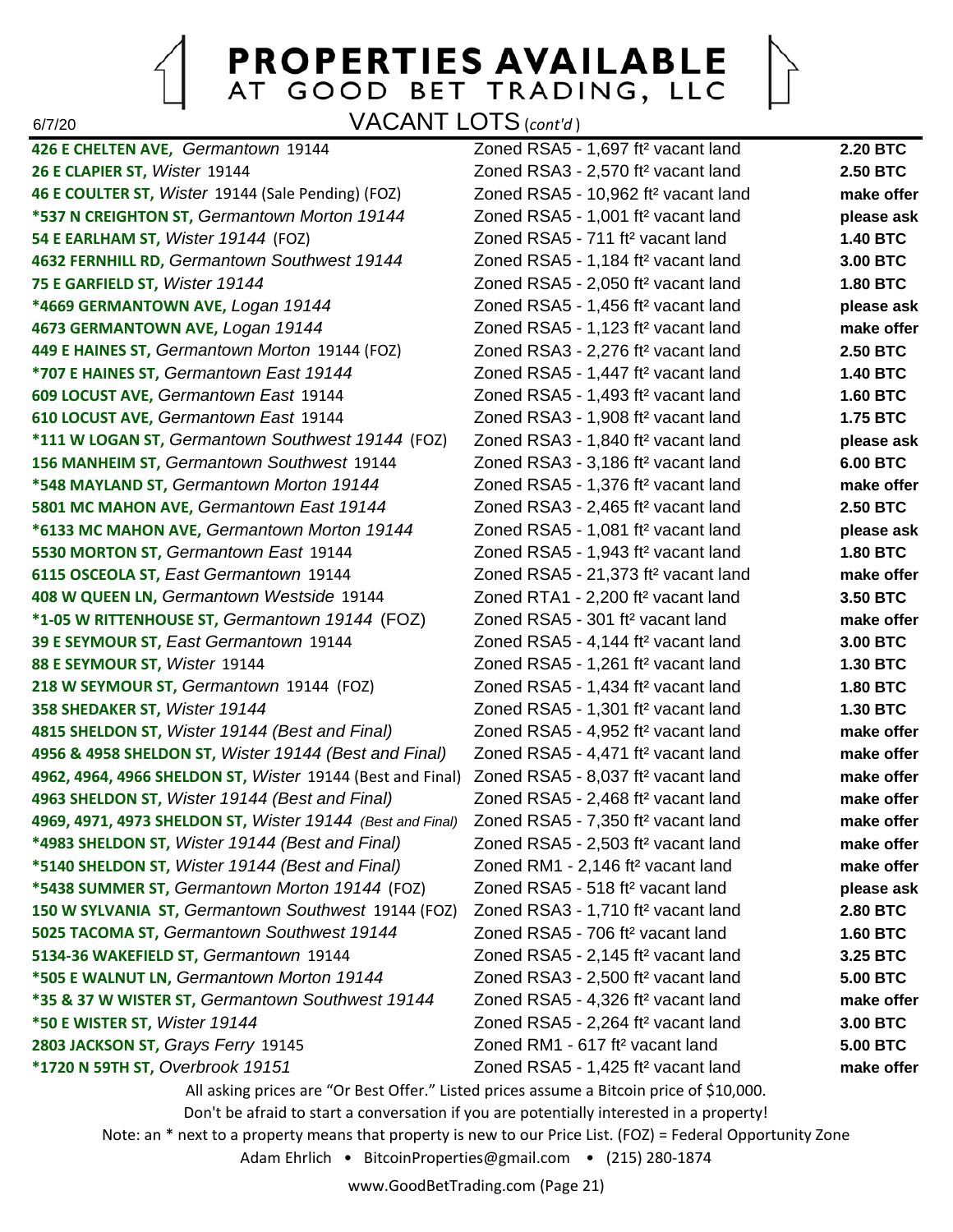# PROPERTIES AVAILABLE AT GOOD BET TRADING, LLC

6/7/20

## VACANT LOTS (*cont'd*)

| Property | Description | Price |
|---|---|---|
| **426 E CHELTEN AVE,** *Germantown* 19144 | Zoned RSA5 - 1,697 ft² vacant land | **2.20 BTC** |
| **26 E CLAPIER ST,** *Wister* 19144 | Zoned RSA3 - 2,570 ft² vacant land | **2.50 BTC** |
| **46 E COULTER ST,** *Wister* 19144 (Sale Pending) (FOZ) | Zoned RSA5 - 10,962 ft² vacant land | **make offer** |
| **\*537 N CREIGHTON ST,** *Germantown Morton 19144* | Zoned RSA5 - 1,001 ft² vacant land | **please ask** |
| **54 E EARLHAM ST,** *Wister 19144* (FOZ) | Zoned RSA5 - 711 ft² vacant land | **1.40 BTC** |
| **4632 FERNHILL RD,** *Germantown Southwest 19144* | Zoned RSA5 - 1,184 ft² vacant land | **3.00 BTC** |
| **75 E GARFIELD ST,** *Wister 19144* | Zoned RSA5 - 2,050 ft² vacant land | **1.80 BTC** |
| **\*4669 GERMANTOWN AVE,** *Logan 19144* | Zoned RSA5 - 1,456 ft² vacant land | **please ask** |
| **4673 GERMANTOWN AVE,** *Logan 19144* | Zoned RSA5 - 1,123 ft² vacant land | **make offer** |
| **449 E HAINES ST,** *Germantown Morton* 19144 (FOZ) | Zoned RSA3 - 2,276 ft² vacant land | **2.50 BTC** |
| **\*707 E HAINES ST,** *Germantown East 19144* | Zoned RSA5 - 1,447 ft² vacant land | **1.40 BTC** |
| **609 LOCUST AVE,** *Germantown East* 19144 | Zoned RSA5 - 1,493 ft² vacant land | **1.60 BTC** |
| **610 LOCUST AVE,** *Germantown East* 19144 | Zoned RSA3 - 1,908 ft² vacant land | **1.75 BTC** |
| **\*111 W LOGAN ST,** *Germantown Southwest 19144* (FOZ) | Zoned RSA3 - 1,840 ft² vacant land | **please ask** |
| **156 MANHEIM ST,** *Germantown Southwest* 19144 | Zoned RSA3 - 3,186 ft² vacant land | **6.00 BTC** |
| **\*548 MAYLAND ST,** *Germantown Morton 19144* | Zoned RSA5 - 1,376 ft² vacant land | **make offer** |
| **5801 MC MAHON AVE,** *Germantown East 19144* | Zoned RSA3 - 2,465 ft² vacant land | **2.50 BTC** |
| **\*6133 MC MAHON AVE,** *Germantown Morton 19144* | Zoned RSA5 - 1,081 ft² vacant land | **please ask** |
| **5530 MORTON ST,** *Germantown East* 19144 | Zoned RSA5 - 1,943 ft² vacant land | **1.80 BTC** |
| **6115 OSCEOLA ST,** *East Germantown* 19144 | Zoned RSA5 - 21,373 ft² vacant land | **make offer** |
| **408 W QUEEN LN,** *Germantown Westside* 19144 | Zoned RTA1 - 2,200 ft² vacant land | **3.50 BTC** |
| **\*1-05 W RITTENHOUSE ST,** *Germantown 19144* (FOZ) | Zoned RSA5 - 301 ft² vacant land | **make offer** |
| **39 E SEYMOUR ST,** *East Germantown* 19144 | Zoned RSA5 - 4,144 ft² vacant land | **3.00 BTC** |
| **88 E SEYMOUR ST,** *Wister* 19144 | Zoned RSA5 - 1,261 ft² vacant land | **1.30 BTC** |
| **218 W SEYMOUR ST,** *Germantown* 19144 (FOZ) | Zoned RSA5 - 1,434 ft² vacant land | **1.80 BTC** |
| **358 SHEDAKER ST,** *Wister 19144* | Zoned RSA5 - 1,301 ft² vacant land | **1.30 BTC** |
| **4815 SHELDON ST,** *Wister 19144 (Best and Final)* | Zoned RSA5 - 4,952 ft² vacant land | **make offer** |
| **4956 & 4958 SHELDON ST,** *Wister 19144 (Best and Final)* | Zoned RSA5 - 4,471 ft² vacant land | **make offer** |
| **4962, 4964, 4966 SHELDON ST,** *Wister* 19144 (Best and Final) | Zoned RSA5 - 8,037 ft² vacant land | **make offer** |
| **4963 SHELDON ST,** *Wister 19144 (Best and Final)* | Zoned RSA5 - 2,468 ft² vacant land | **make offer** |
| **4969, 4971, 4973 SHELDON ST,** *Wister 19144 (Best and Final)* | Zoned RSA5 - 7,350 ft² vacant land | **make offer** |
| **\*4983 SHELDON ST,** *Wister 19144 (Best and Final)* | Zoned RSA5 - 2,503 ft² vacant land | **make offer** |
| **\*5140 SHELDON ST,** *Wister 19144 (Best and Final)* | Zoned RM1 - 2,146 ft² vacant land | **make offer** |
| **\*5438 SUMMER ST,** *Germantown Morton 19144* (FOZ) | Zoned RSA5 - 518 ft² vacant land | **please ask** |
| **150 W SYLVANIA ST,** *Germantown Southwest* 19144 (FOZ) | Zoned RSA3 - 1,710 ft² vacant land | **2.80 BTC** |
| **5025 TACOMA ST,** *Germantown Southwest 19144* | Zoned RSA5 - 706 ft² vacant land | **1.60 BTC** |
| **5134-36 WAKEFIELD ST,** *Germantown* 19144 | Zoned RSA5 - 2,145 ft² vacant land | **3.25 BTC** |
| **\*505 E WALNUT LN,** *Germantown Morton 19144* | Zoned RSA3 - 2,500 ft² vacant land | **5.00 BTC** |
| **\*35 & 37 W WISTER ST,** *Germantown Southwest 19144* | Zoned RSA5 - 4,326 ft² vacant land | **make offer** |
| **\*50 E WISTER ST,** *Wister 19144* | Zoned RSA5 - 2,264 ft² vacant land | **3.00 BTC** |
| **2803 JACKSON ST,** *Grays Ferry* 19145 | Zoned RM1 - 617 ft² vacant land | **5.00 BTC** |
| **\*1720 N 59TH ST,** *Overbrook 19151* | Zoned RSA5 - 1,425 ft² vacant land | **make offer** |

All asking prices are "Or Best Offer." Listed prices assume a Bitcoin price of $10,000.

Don't be afraid to start a conversation if you are potentially interested in a property!

Note: an * next to a property means that property is new to our Price List. (FOZ) = Federal Opportunity Zone

Adam Ehrlich • BitcoinProperties@gmail.com • (215) 280-1874

www.GoodBetTrading.com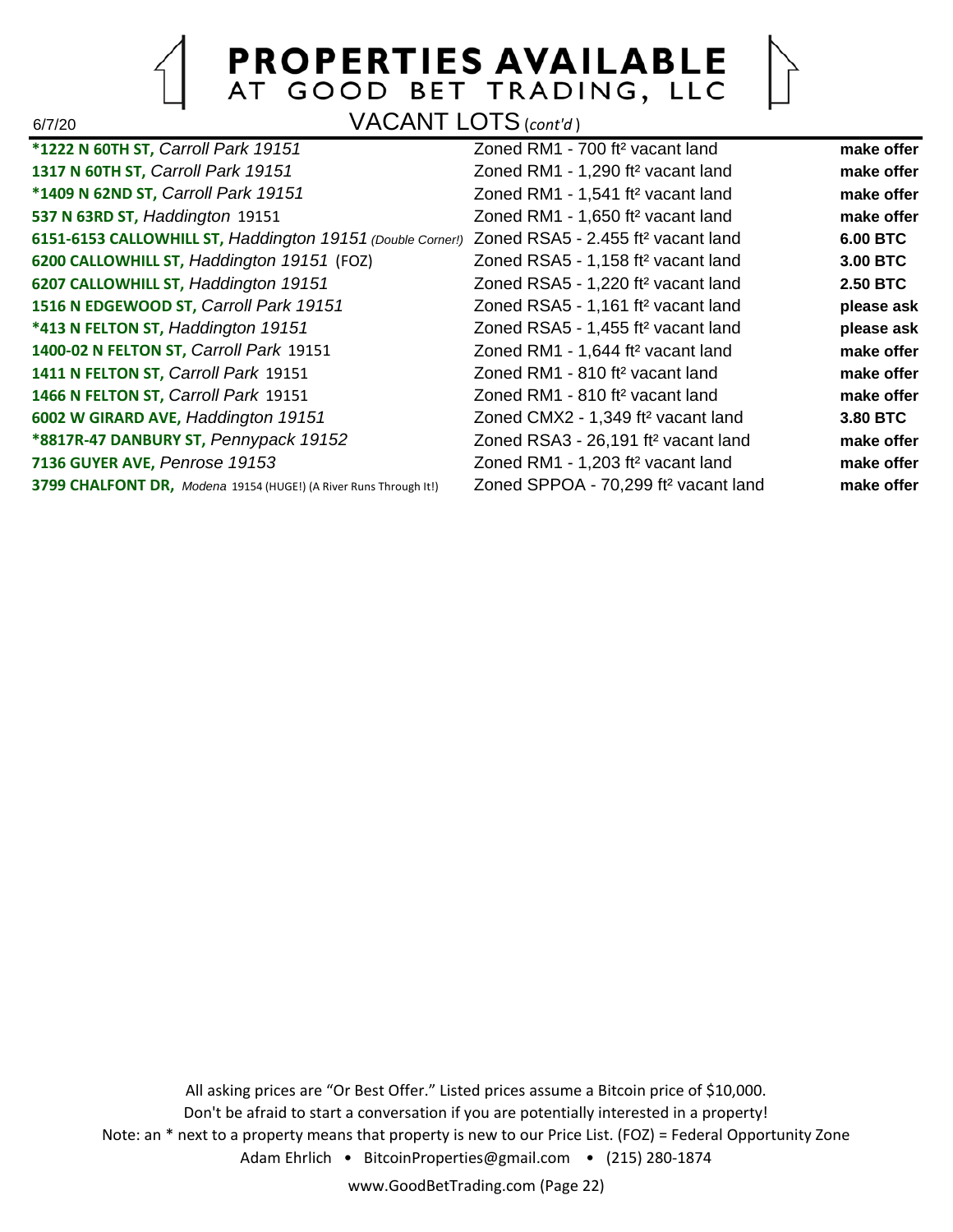# PROPERTIES AVAILABLE
## AT GOOD BET TRADING, LLC

6/7/20

### VACANT LOTS (*cont'd*)

| | | |
|---|---|---|
| **\*1222 N 60TH ST,** *Carroll Park 19151* | Zoned RM1 - 700 ft² vacant land | **make offer** |
| **1317 N 60TH ST,** *Carroll Park 19151* | Zoned RM1 - 1,290 ft² vacant land | **make offer** |
| **\*1409 N 62ND ST,** *Carroll Park 19151* | Zoned RM1 - 1,541 ft² vacant land | **make offer** |
| **537 N 63RD ST,** *Haddington* 19151 | Zoned RM1 - 1,650 ft² vacant land | **make offer** |
| **6151-6153 CALLOWHILL ST,** *Haddington 19151 (Double Corner!)* | Zoned RSA5 - 2.455 ft² vacant land | **6.00 BTC** |
| **6200 CALLOWHILL ST,** *Haddington 19151* (FOZ) | Zoned RSA5 - 1,158 ft² vacant land | **3.00 BTC** |
| **6207 CALLOWHILL ST,** *Haddington 19151* | Zoned RSA5 - 1,220 ft² vacant land | **2.50 BTC** |
| **1516 N EDGEWOOD ST,** *Carroll Park 19151* | Zoned RSA5 - 1,161 ft² vacant land | **please ask** |
| **\*413 N FELTON ST,** *Haddington 19151* | Zoned RSA5 - 1,455 ft² vacant land | **please ask** |
| **1400-02 N FELTON ST,** *Carroll Park* 19151 | Zoned RM1 - 1,644 ft² vacant land | **make offer** |
| **1411 N FELTON ST,** *Carroll Park* 19151 | Zoned RM1 - 810 ft² vacant land | **make offer** |
| **1466 N FELTON ST,** *Carroll Park* 19151 | Zoned RM1 - 810 ft² vacant land | **make offer** |
| **6002 W GIRARD AVE,** *Haddington 19151* | Zoned CMX2 - 1,349 ft² vacant land | **3.80 BTC** |
| **\*8817R-47 DANBURY ST,** *Pennypack 19152* | Zoned RSA3 - 26,191 ft² vacant land | **make offer** |
| **7136 GUYER AVE,** *Penrose 19153* | Zoned RM1 - 1,203 ft² vacant land | **make offer** |
| **3799 CHALFONT DR,** *Modena* 19154 (HUGE!) (A River Runs Through It!) | Zoned SPPOA - 70,299 ft² vacant land | **make offer** |

All asking prices are "Or Best Offer." Listed prices assume a Bitcoin price of $10,000.
Don't be afraid to start a conversation if you are potentially interested in a property!
Note: an * next to a property means that property is new to our Price List. (FOZ) = Federal Opportunity Zone
Adam Ehrlich • BitcoinProperties@gmail.com • (215) 280-1874

www.GoodBetTrading.com (Page 22)